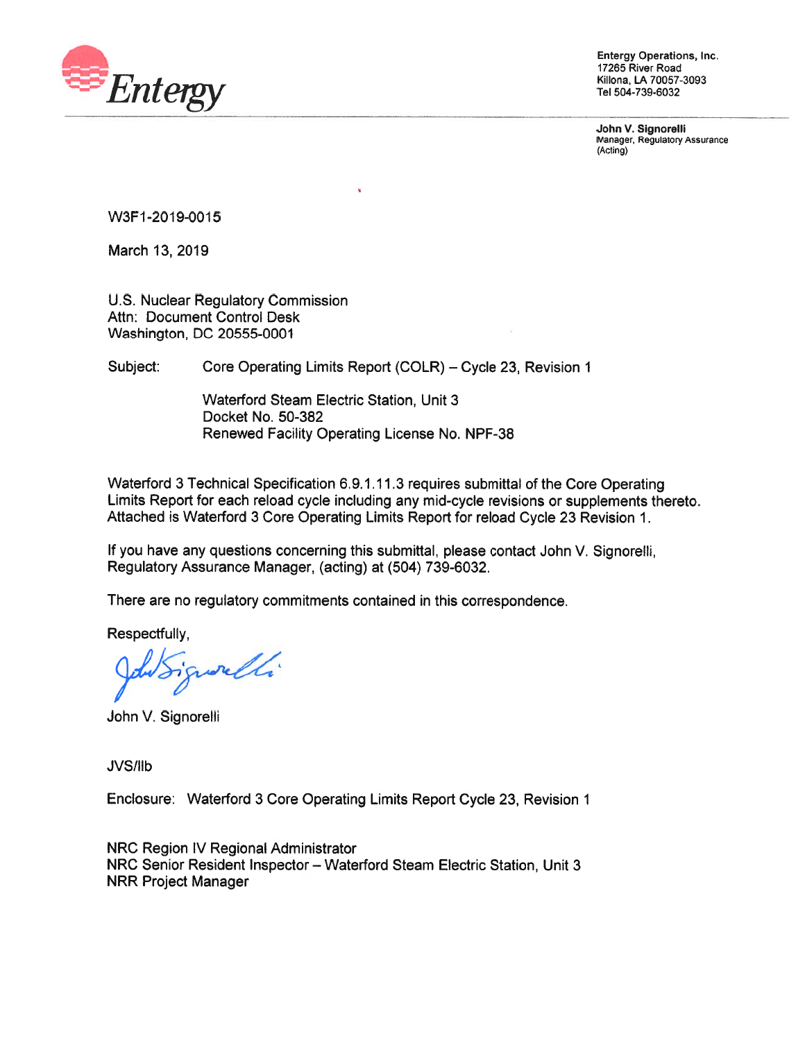Entergy

Entergy Operations, Inc.
17265 River Road
Killona, LA 70057-3093
Tel 504-739-6032

**John V. Signorelli**
Manager, Regulatory Assurance
(Acting)

W3F1-2019-0015

March 13, 2019

U.S. Nuclear Regulatory Commission
Attn: Document Control Desk
Washington, DC 20555-0001

Subject: Core Operating Limits Report (COLR) – Cycle 23, Revision 1

Waterford Steam Electric Station, Unit 3
Docket No. 50-382
Renewed Facility Operating License No. NPF-38

Waterford 3 Technical Specification 6.9.1.11.3 requires submittal of the Core Operating Limits Report for each reload cycle including any mid-cycle revisions or supplements thereto. Attached is Waterford 3 Core Operating Limits Report for reload Cycle 23 Revision 1.

If you have any questions concerning this submittal, please contact John V. Signorelli, Regulatory Assurance Manager, (acting) at (504) 739-6032.

There are no regulatory commitments contained in this correspondence.

Respectfully,

John V. Signorelli

JVS/llb

Enclosure: Waterford 3 Core Operating Limits Report Cycle 23, Revision 1

NRC Region IV Regional Administrator
NRC Senior Resident Inspector – Waterford Steam Electric Station, Unit 3
NRR Project Manager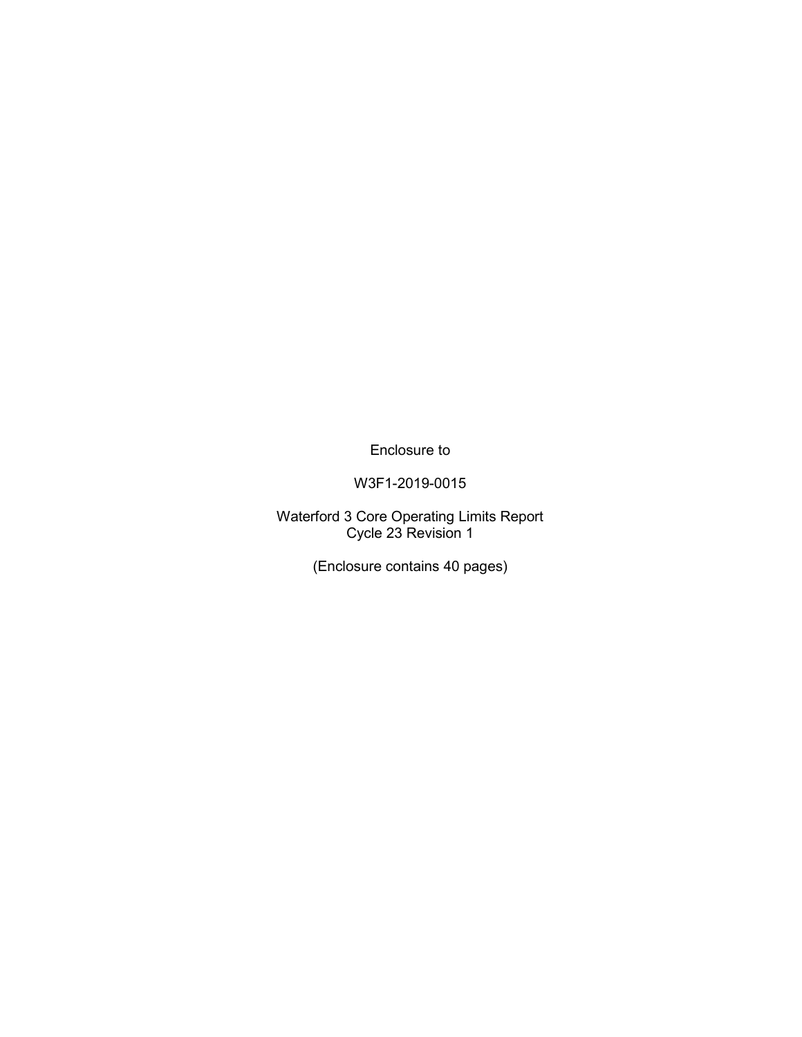Enclosure to

W3F1-2019-0015

Waterford 3 Core Operating Limits Report
Cycle 23 Revision 1

(Enclosure contains 40 pages)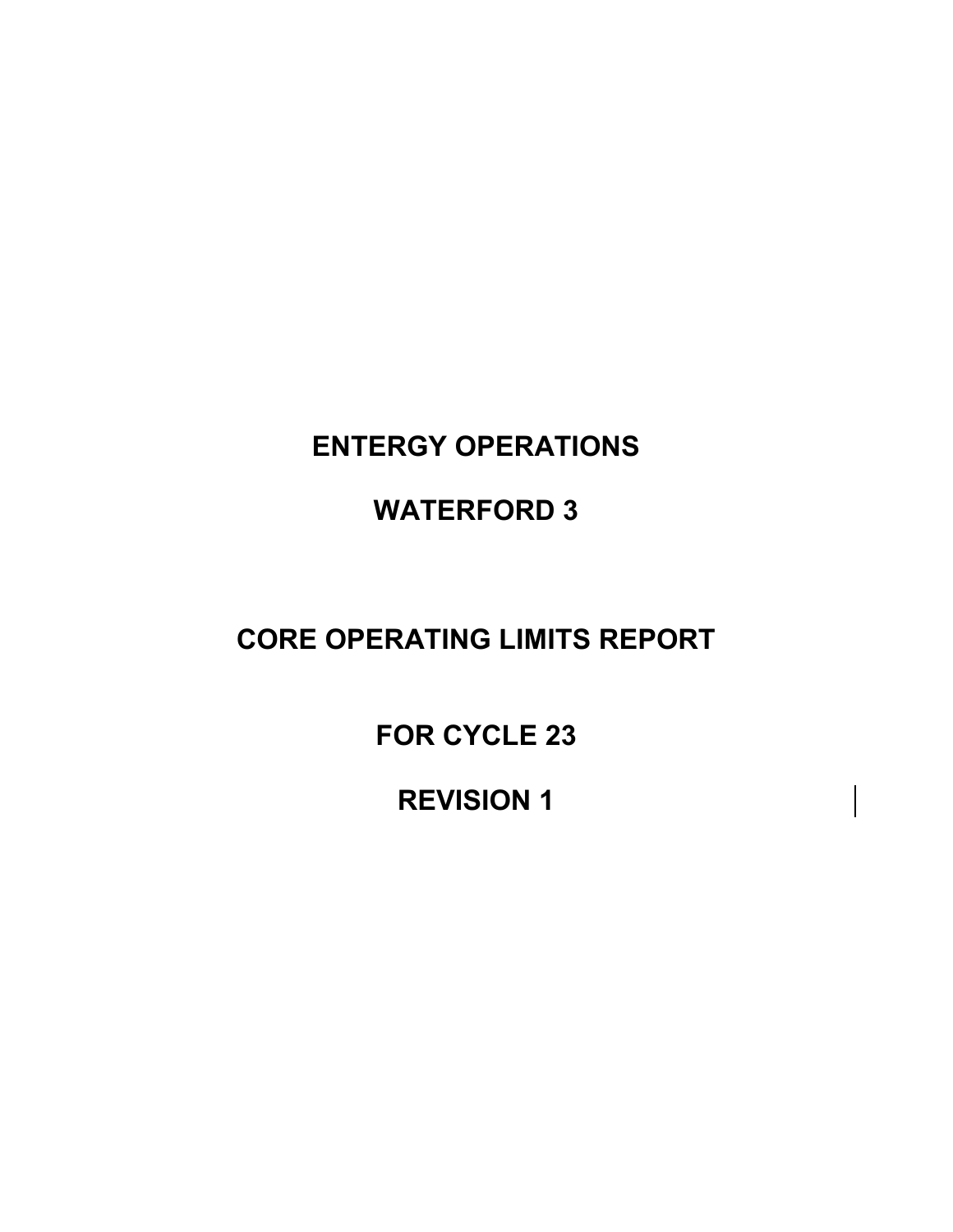# ENTERGY OPERATIONS

# WATERFORD 3

# CORE OPERATING LIMITS REPORT

# FOR CYCLE 23

# REVISION 1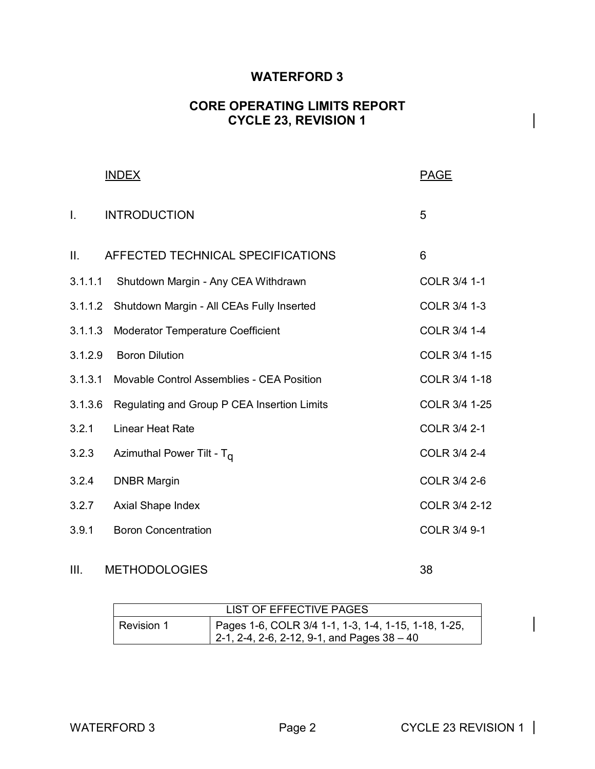# WATERFORD 3

## CORE OPERATING LIMITS REPORT
## CYCLE 23, REVISION 1

| INDEX | | PAGE |
|---|---|---|
| I. | INTRODUCTION | 5 |
| II. | AFFECTED TECHNICAL SPECIFICATIONS | 6 |
| 3.1.1.1 | Shutdown Margin - Any CEA Withdrawn | COLR 3/4 1-1 |
| 3.1.1.2 | Shutdown Margin - All CEAs Fully Inserted | COLR 3/4 1-3 |
| 3.1.1.3 | Moderator Temperature Coefficient | COLR 3/4 1-4 |
| 3.1.2.9 | Boron Dilution | COLR 3/4 1-15 |
| 3.1.3.1 | Movable Control Assemblies - CEA Position | COLR 3/4 1-18 |
| 3.1.3.6 | Regulating and Group P CEA Insertion Limits | COLR 3/4 1-25 |
| 3.2.1 | Linear Heat Rate | COLR 3/4 2-1 |
| 3.2.3 | Azimuthal Power Tilt - $T_q$ | COLR 3/4 2-4 |
| 3.2.4 | DNBR Margin | COLR 3/4 2-6 |
| 3.2.7 | Axial Shape Index | COLR 3/4 2-12 |
| 3.9.1 | Boron Concentration | COLR 3/4 9-1 |
| III. | METHODOLOGIES | 38 |

| LIST OF EFFECTIVE PAGES | |
|---|---|
| Revision 1 | Pages 1-6, COLR 3/4 1-1, 1-3, 1-4, 1-15, 1-18, 1-25, 2-1, 2-4, 2-6, 2-12, 9-1, and Pages 38 – 40 |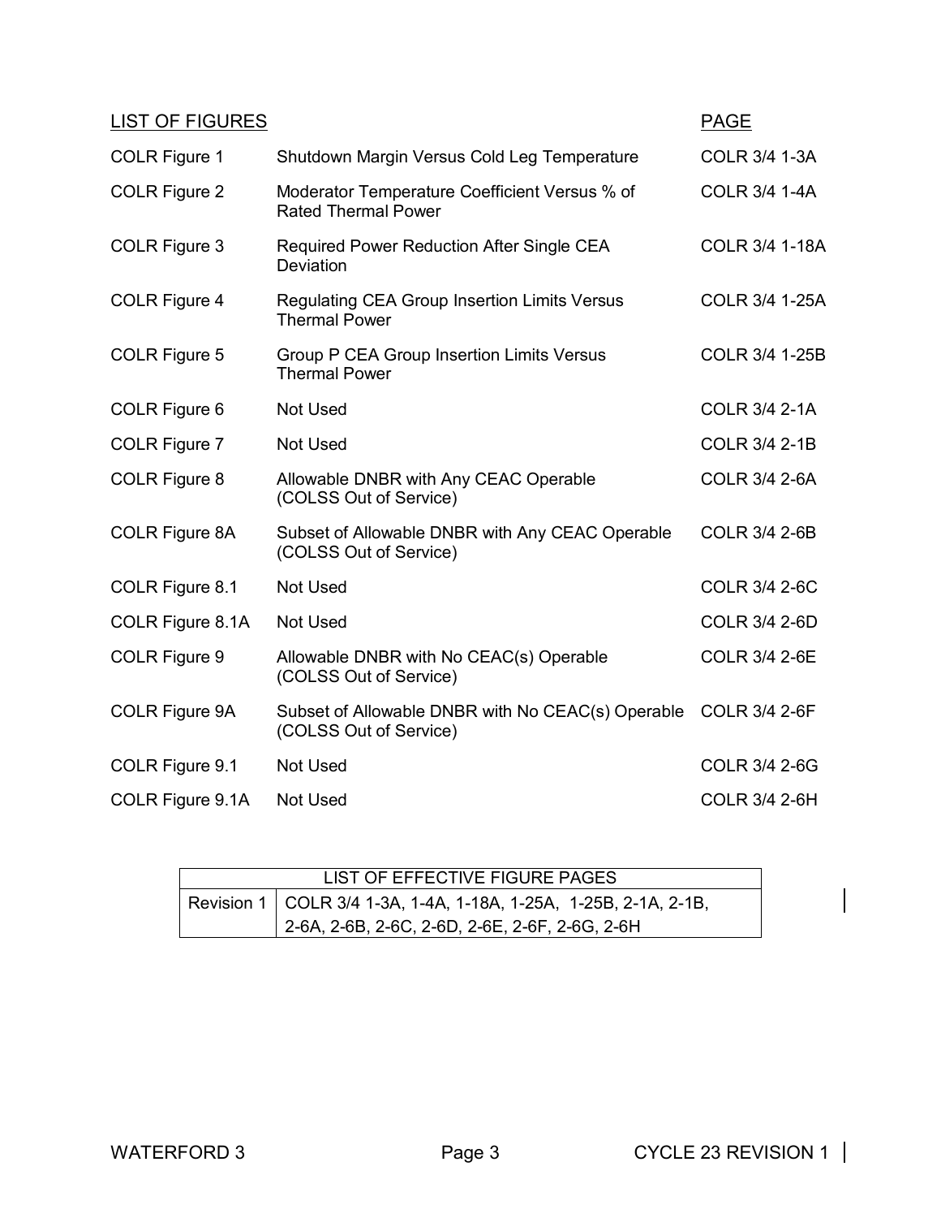| LIST OF FIGURES | | PAGE |
|---|---|---|
| COLR Figure 1 | Shutdown Margin Versus Cold Leg Temperature | COLR 3/4 1-3A |
| COLR Figure 2 | Moderator Temperature Coefficient Versus % of Rated Thermal Power | COLR 3/4 1-4A |
| COLR Figure 3 | Required Power Reduction After Single CEA Deviation | COLR 3/4 1-18A |
| COLR Figure 4 | Regulating CEA Group Insertion Limits Versus Thermal Power | COLR 3/4 1-25A |
| COLR Figure 5 | Group P CEA Group Insertion Limits Versus Thermal Power | COLR 3/4 1-25B |
| COLR Figure 6 | Not Used | COLR 3/4 2-1A |
| COLR Figure 7 | Not Used | COLR 3/4 2-1B |
| COLR Figure 8 | Allowable DNBR with Any CEAC Operable (COLSS Out of Service) | COLR 3/4 2-6A |
| COLR Figure 8A | Subset of Allowable DNBR with Any CEAC Operable (COLSS Out of Service) | COLR 3/4 2-6B |
| COLR Figure 8.1 | Not Used | COLR 3/4 2-6C |
| COLR Figure 8.1A | Not Used | COLR 3/4 2-6D |
| COLR Figure 9 | Allowable DNBR with No CEAC(s) Operable (COLSS Out of Service) | COLR 3/4 2-6E |
| COLR Figure 9A | Subset of Allowable DNBR with No CEAC(s) Operable (COLSS Out of Service) | COLR 3/4 2-6F |
| COLR Figure 9.1 | Not Used | COLR 3/4 2-6G |
| COLR Figure 9.1A | Not Used | COLR 3/4 2-6H |

| LIST OF EFFECTIVE FIGURE PAGES | |
|---|---|
| Revision 1 | COLR 3/4 1-3A, 1-4A, 1-18A, 1-25A, 1-25B, 2-1A, 2-1B, 2-6A, 2-6B, 2-6C, 2-6D, 2-6E, 2-6F, 2-6G, 2-6H |

WATERFORD 3 | Page 3 | CYCLE 23 REVISION 1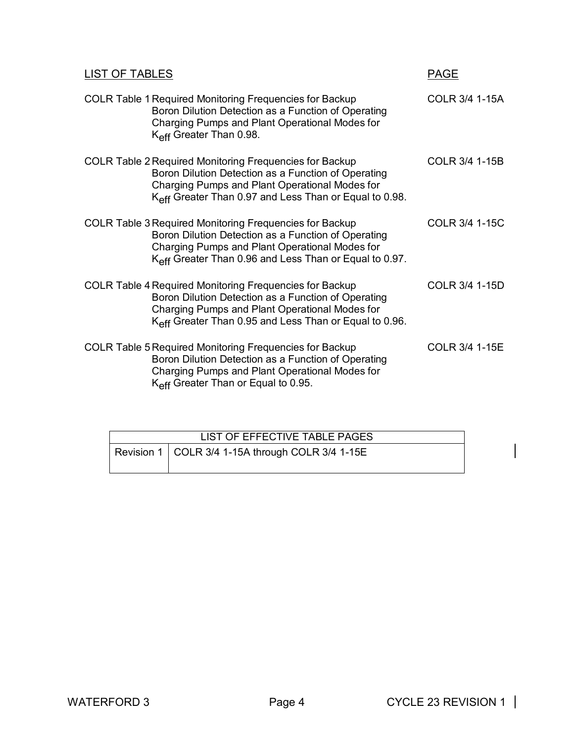| LIST OF TABLES | | PAGE |
|---|---|---|
| COLR Table 1 | Required Monitoring Frequencies for Backup Boron Dilution Detection as a Function of Operating Charging Pumps and Plant Operational Modes for $K_{eff}$ Greater Than 0.98. | COLR 3/4 1-15A |
| COLR Table 2 | Required Monitoring Frequencies for Backup Boron Dilution Detection as a Function of Operating Charging Pumps and Plant Operational Modes for $K_{eff}$ Greater Than 0.97 and Less Than or Equal to 0.98. | COLR 3/4 1-15B |
| COLR Table 3 | Required Monitoring Frequencies for Backup Boron Dilution Detection as a Function of Operating Charging Pumps and Plant Operational Modes for $K_{eff}$ Greater Than 0.96 and Less Than or Equal to 0.97. | COLR 3/4 1-15C |
| COLR Table 4 | Required Monitoring Frequencies for Backup Boron Dilution Detection as a Function of Operating Charging Pumps and Plant Operational Modes for $K_{eff}$ Greater Than 0.95 and Less Than or Equal to 0.96. | COLR 3/4 1-15D |
| COLR Table 5 | Required Monitoring Frequencies for Backup Boron Dilution Detection as a Function of Operating Charging Pumps and Plant Operational Modes for $K_{eff}$ Greater Than or Equal to 0.95. | COLR 3/4 1-15E |

| LIST OF EFFECTIVE TABLE PAGES | |
|---|---|
| Revision 1 | COLR 3/4 1-15A through COLR 3/4 1-15E |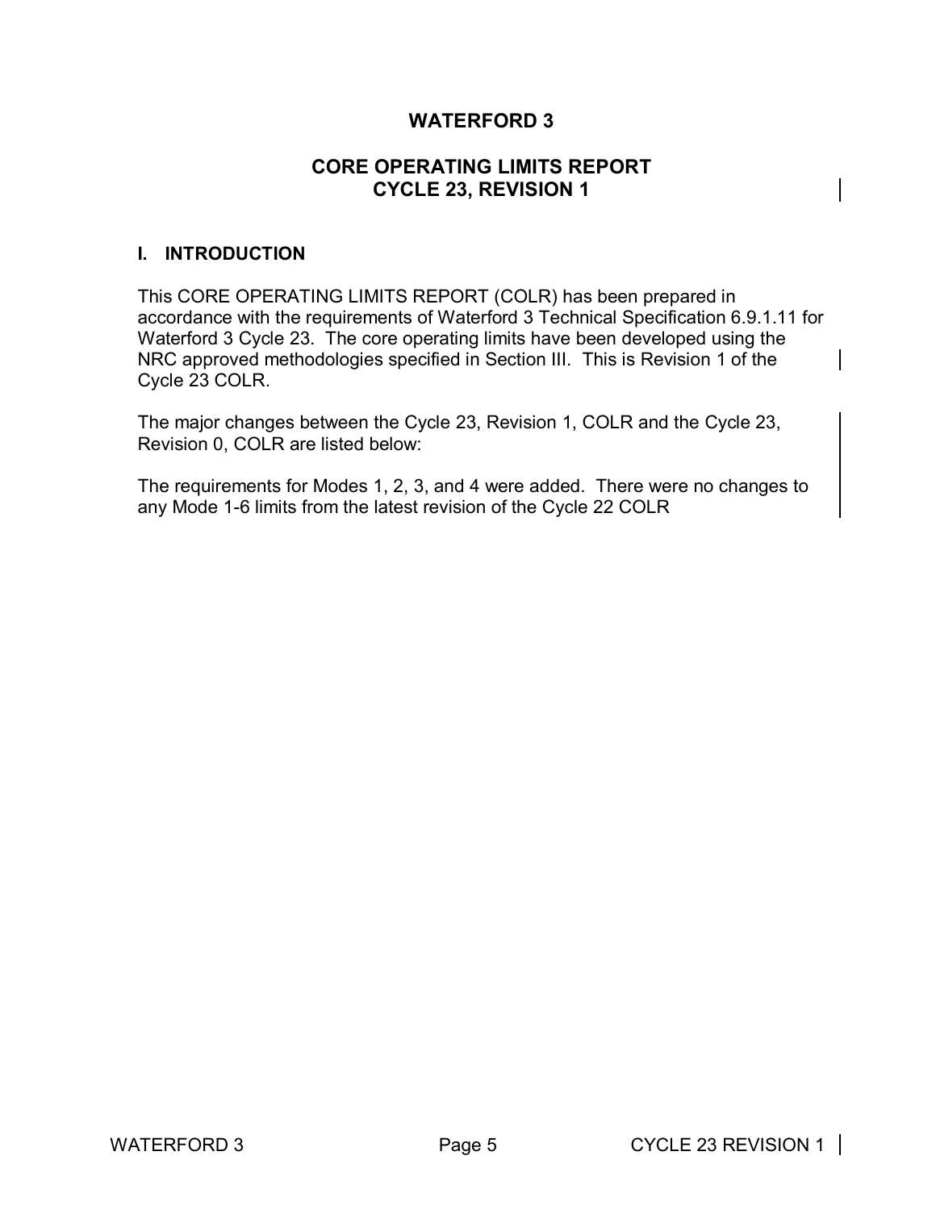# WATERFORD 3

## CORE OPERATING LIMITS REPORT
## CYCLE 23, REVISION 1

### I. INTRODUCTION

This CORE OPERATING LIMITS REPORT (COLR) has been prepared in accordance with the requirements of Waterford 3 Technical Specification 6.9.1.11 for Waterford 3 Cycle 23. The core operating limits have been developed using the NRC approved methodologies specified in Section III. This is Revision 1 of the Cycle 23 COLR.

The major changes between the Cycle 23, Revision 1, COLR and the Cycle 23, Revision 0, COLR are listed below:

The requirements for Modes 1, 2, 3, and 4 were added. There were no changes to any Mode 1-6 limits from the latest revision of the Cycle 22 COLR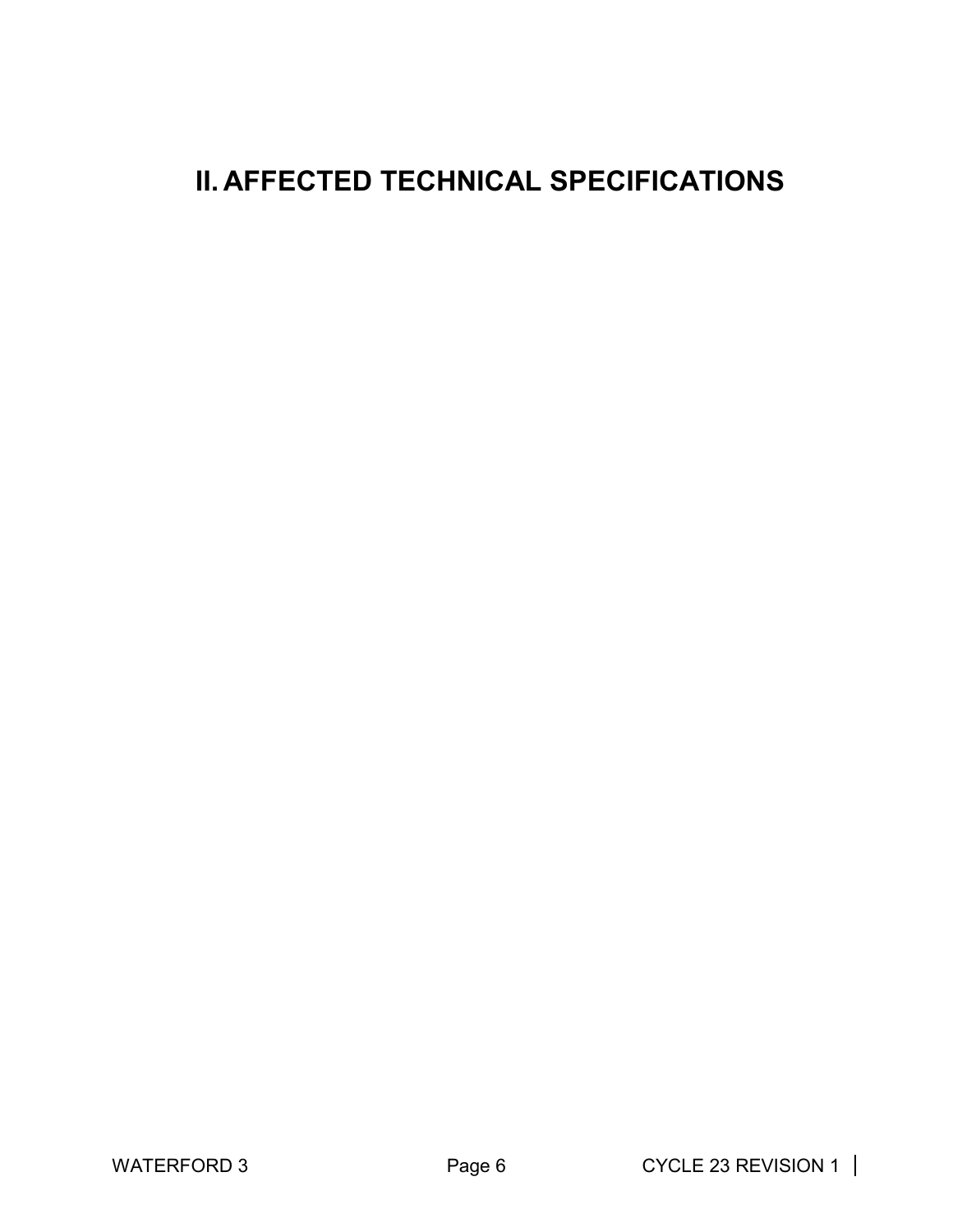# II. AFFECTED TECHNICAL SPECIFICATIONS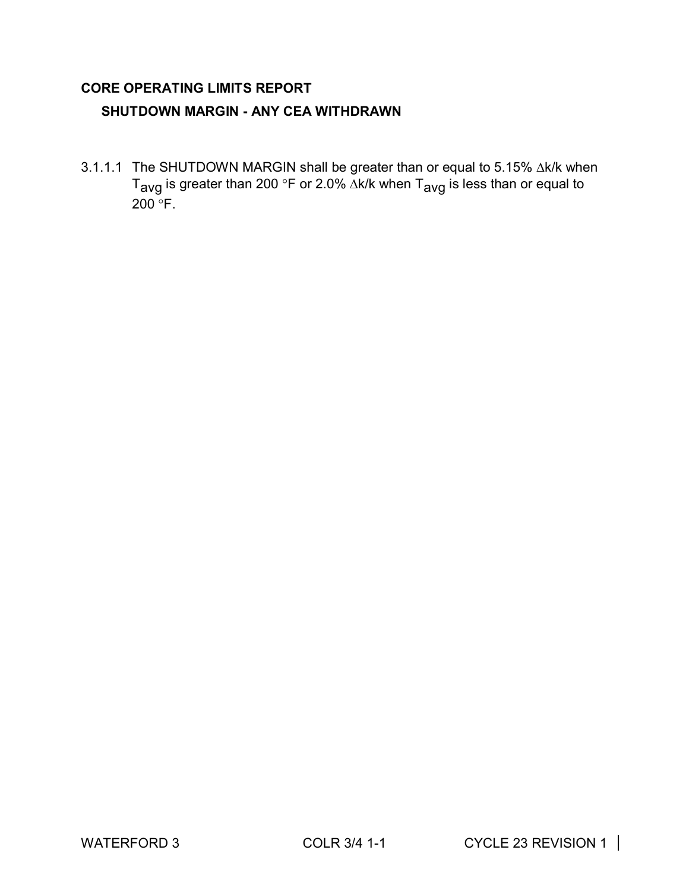## CORE OPERATING LIMITS REPORT

### SHUTDOWN MARGIN - ANY CEA WITHDRAWN

3.1.1.1 The SHUTDOWN MARGIN shall be greater than or equal to 5.15% $\Delta k/k$ when $T_{avg}$ is greater than 200 °F or 2.0% $\Delta k/k$ when $T_{avg}$ is less than or equal to 200 °F.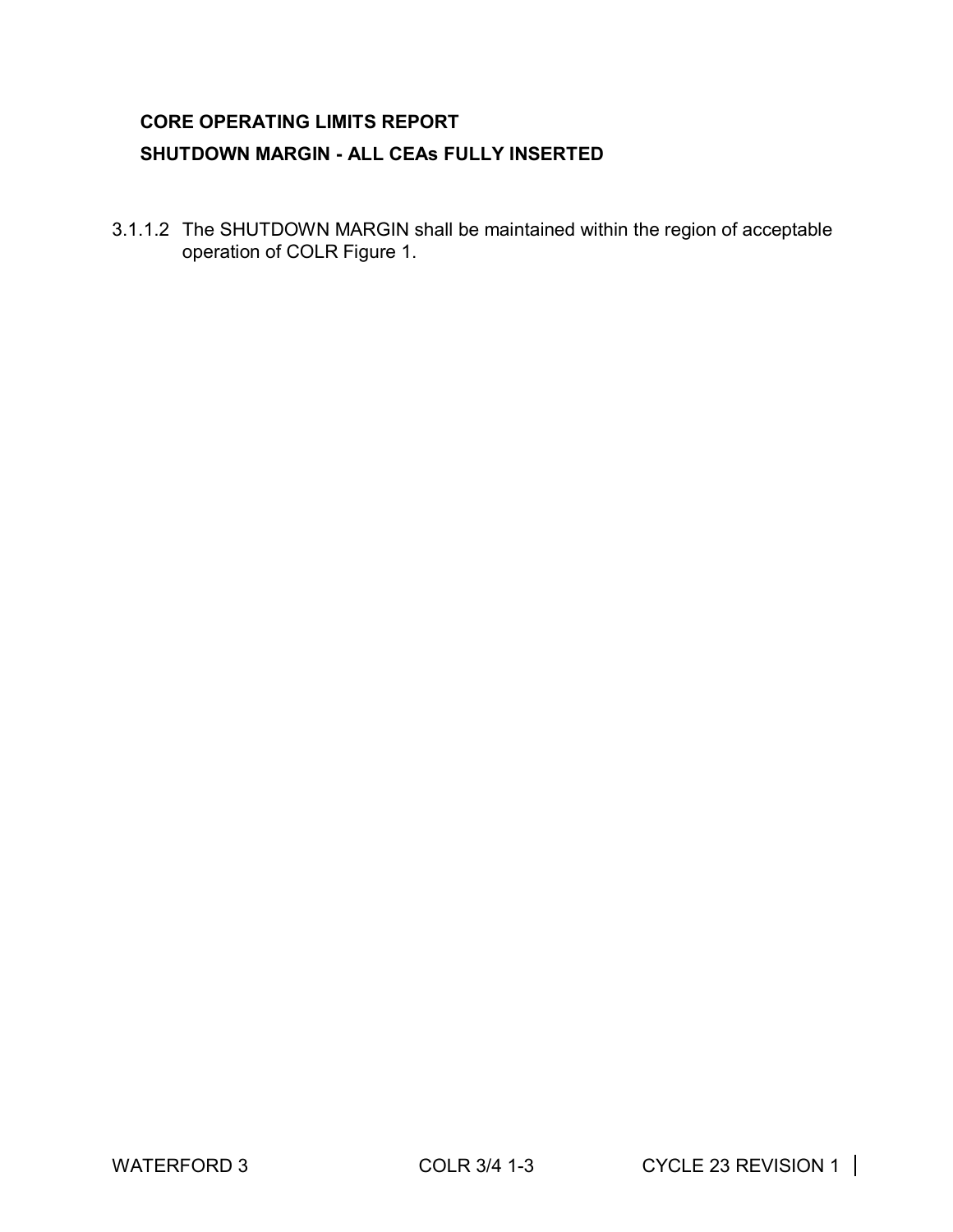**CORE OPERATING LIMITS REPORT**

**SHUTDOWN MARGIN - ALL CEAs FULLY INSERTED**

3.1.1.2 The SHUTDOWN MARGIN shall be maintained within the region of acceptable operation of COLR Figure 1.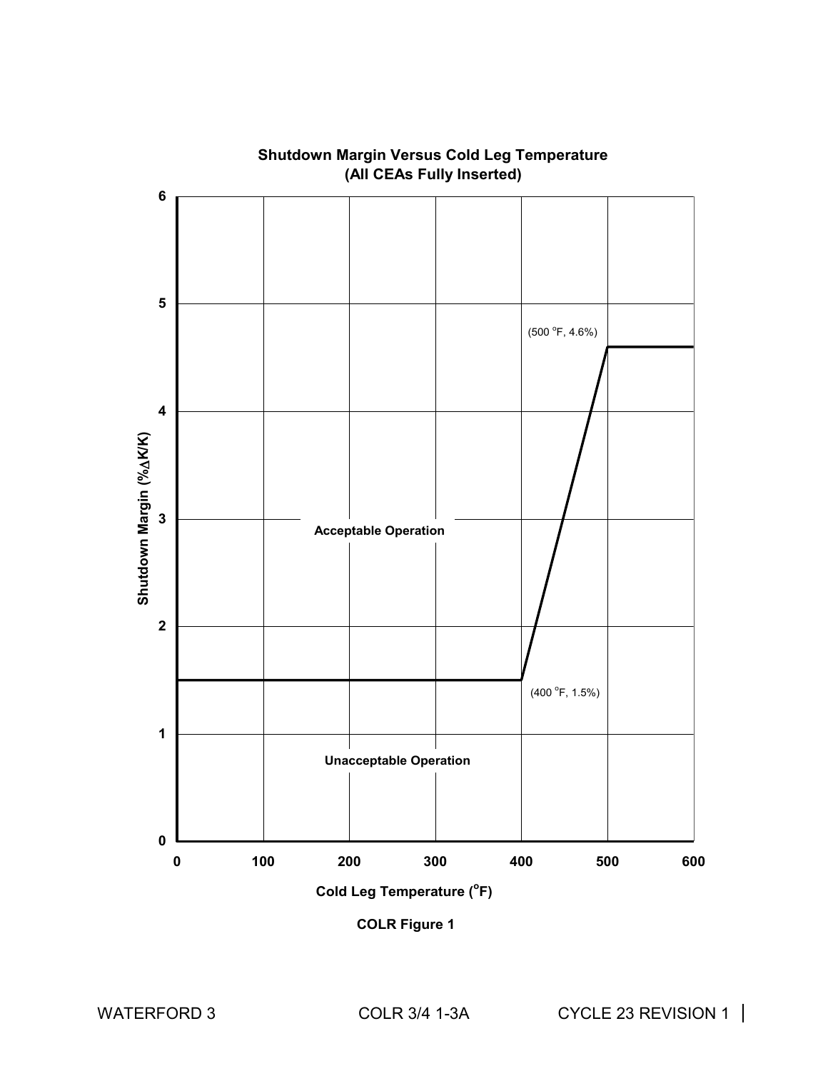**Shutdown Margin Versus Cold Leg Temperature**
**(All CEAs Fully Inserted)**

Shutdown Margin (%ΔK/K)

(500 °F, 4.6%)

Acceptable Operation

(400 °F, 1.5%)

Unacceptable Operation

Cold Leg Temperature (°F)

**COLR Figure 1**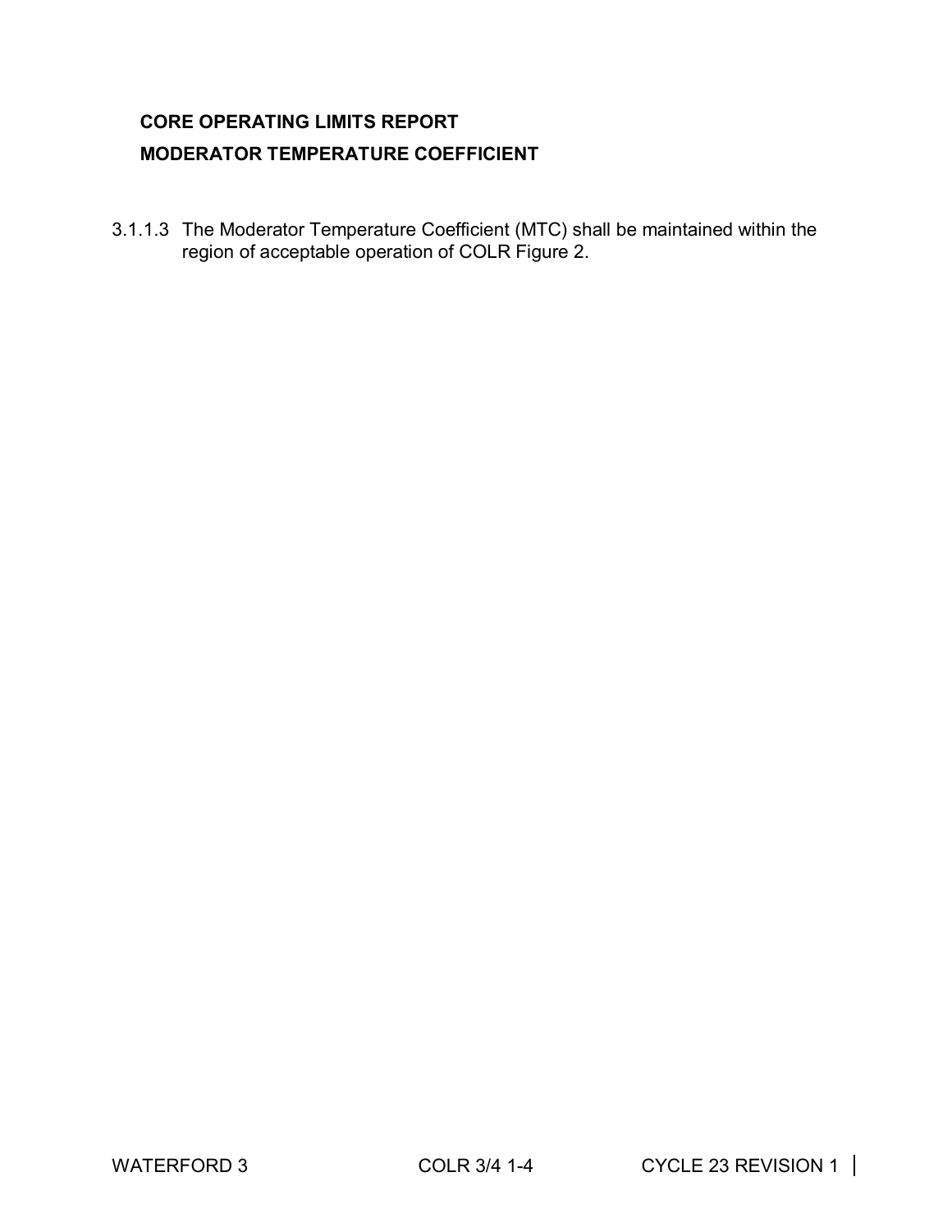## CORE OPERATING LIMITS REPORT

## MODERATOR TEMPERATURE COEFFICIENT

3.1.1.3 The Moderator Temperature Coefficient (MTC) shall be maintained within the region of acceptable operation of COLR Figure 2.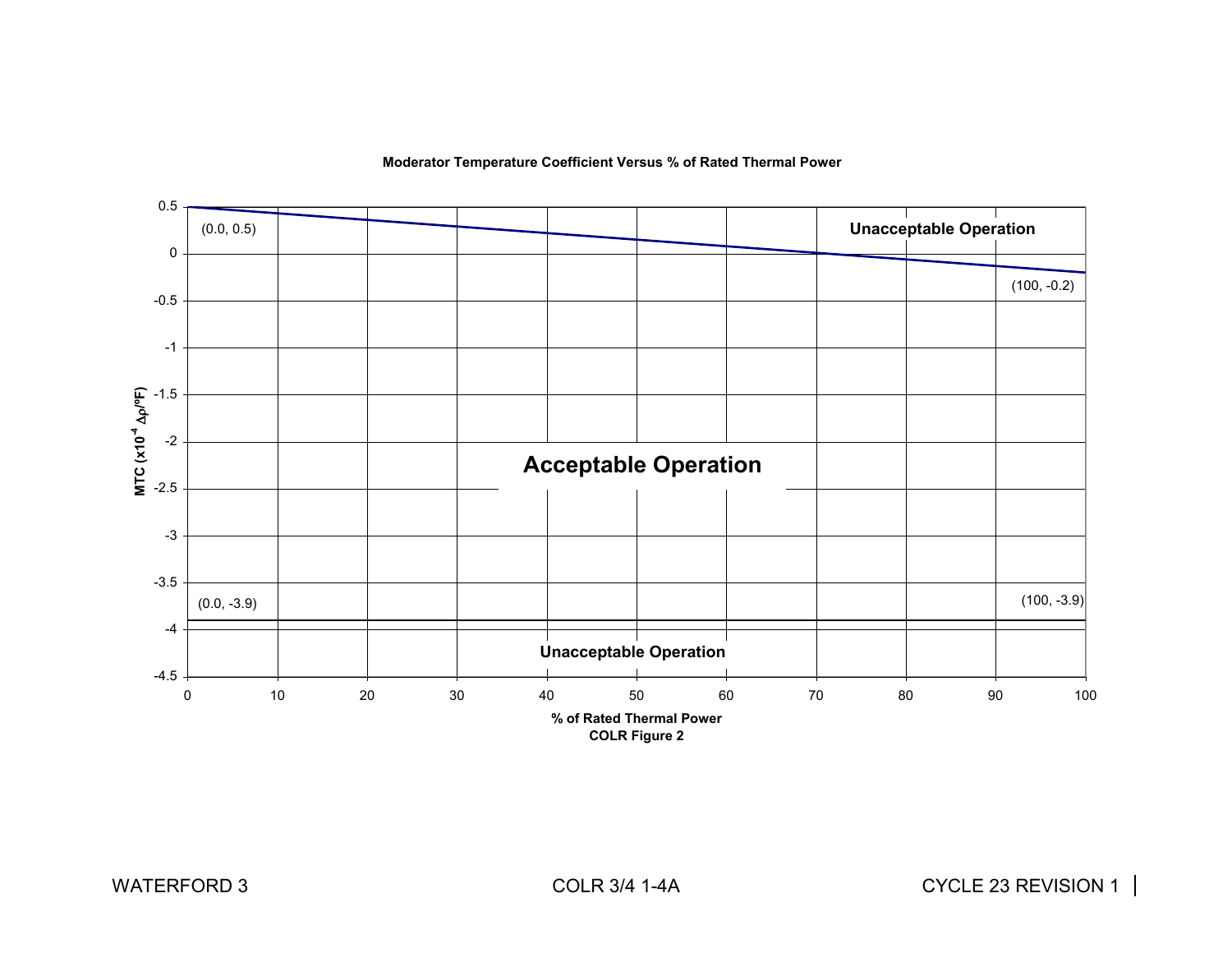**Moderator Temperature Coefficient Versus % of Rated Thermal Power**

| % of Rated Thermal Power | MTC ($x10^{-4}$ $\Delta\rho$/ºF) Upper Limit | MTC ($x10^{-4}$ $\Delta\rho$/ºF) Lower Limit |
|---|---|---|
| 0.0 | 0.5 | -3.9 |
| 100 | -0.2 | -3.9 |

Region above upper limit: Unacceptable Operation

Region between limits: Acceptable Operation

Region below lower limit: Unacceptable Operation

**COLR Figure 2**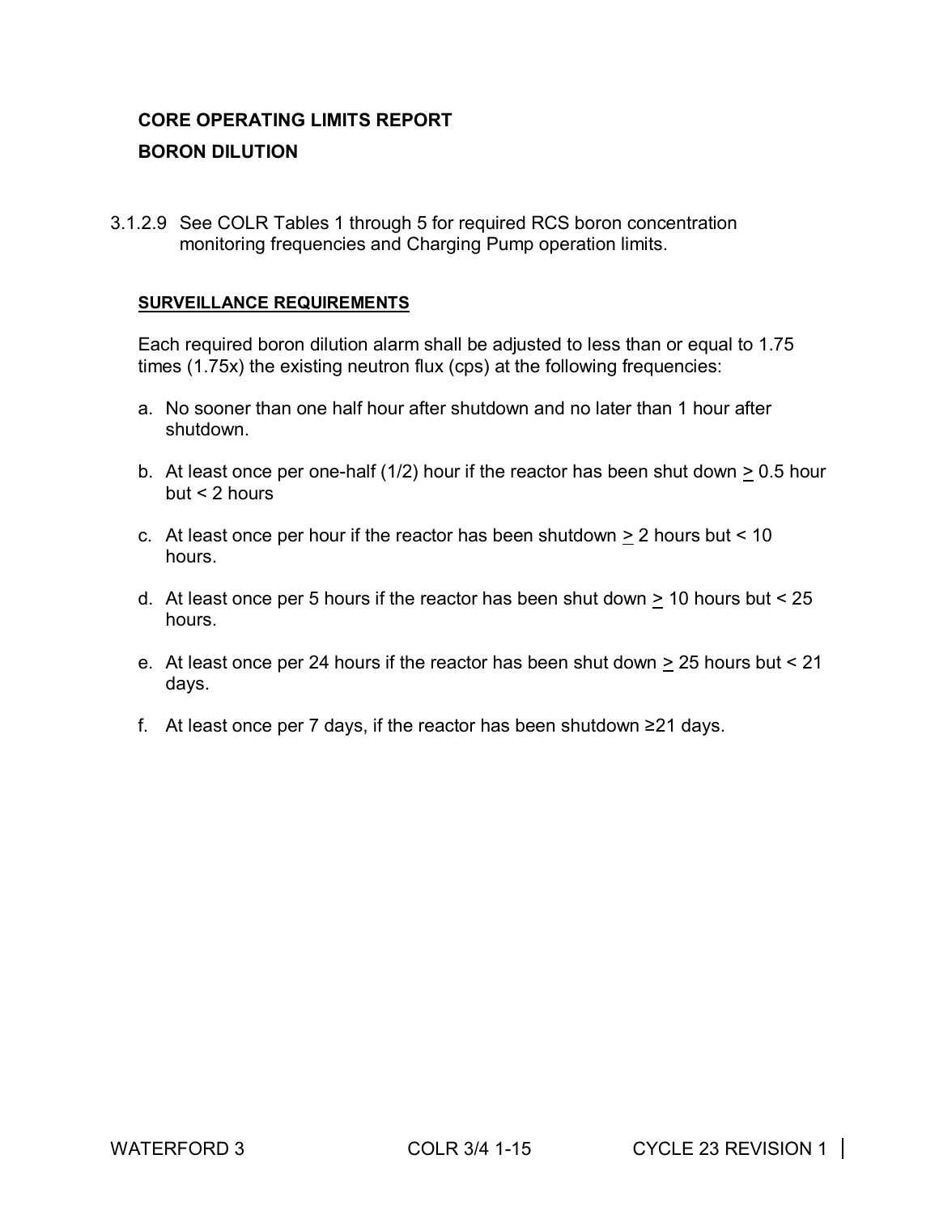## CORE OPERATING LIMITS REPORT

## BORON DILUTION

3.1.2.9 See COLR Tables 1 through 5 for required RCS boron concentration monitoring frequencies and Charging Pump operation limits.

**SURVEILLANCE REQUIREMENTS**

Each required boron dilution alarm shall be adjusted to less than or equal to 1.75 times (1.75x) the existing neutron flux (cps) at the following frequencies:

a. No sooner than one half hour after shutdown and no later than 1 hour after shutdown.

b. At least once per one-half (1/2) hour if the reactor has been shut down ≥ 0.5 hour but < 2 hours

c. At least once per hour if the reactor has been shutdown ≥ 2 hours but < 10 hours.

d. At least once per 5 hours if the reactor has been shut down ≥ 10 hours but < 25 hours.

e. At least once per 24 hours if the reactor has been shut down ≥ 25 hours but < 21 days.

f. At least once per 7 days, if the reactor has been shutdown ≥21 days.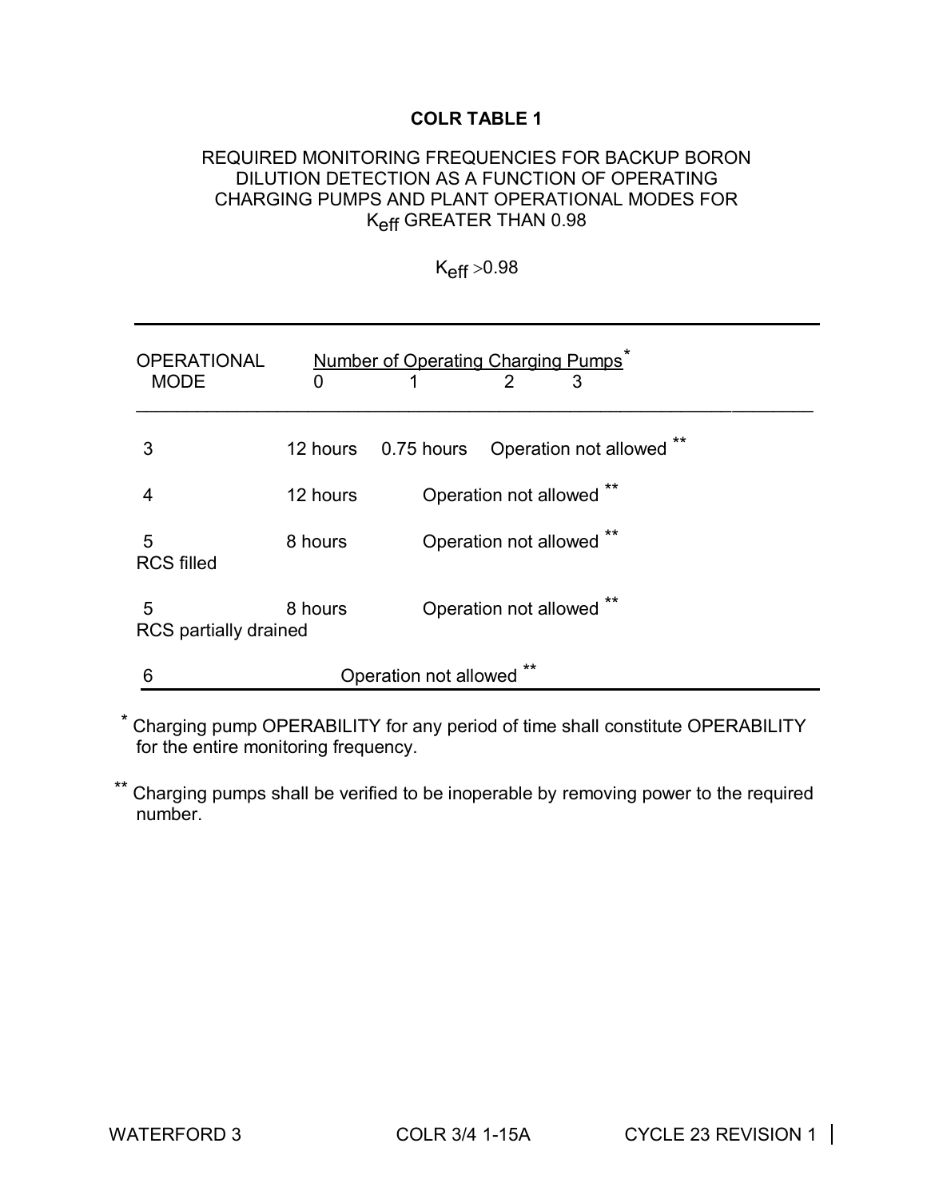**COLR TABLE 1**

REQUIRED MONITORING FREQUENCIES FOR BACKUP BORON DILUTION DETECTION AS A FUNCTION OF OPERATING CHARGING PUMPS AND PLANT OPERATIONAL MODES FOR $K_{eff}$ GREATER THAN 0.98

$K_{eff} > 0.98$

| OPERATIONAL MODE | Number of Operating Charging Pumps* 0 | 1 | 2 | 3 |
|---|---|---|---|---|
| 3 | 12 hours | 0.75 hours | Operation not allowed ** | |
| 4 | 12 hours | Operation not allowed ** | | |
| 5 RCS filled | 8 hours | Operation not allowed ** | | |
| 5 RCS partially drained | 8 hours | Operation not allowed ** | | |
| 6 | Operation not allowed ** | | | |

\* Charging pump OPERABILITY for any period of time shall constitute OPERABILITY for the entire monitoring frequency.

\*\* Charging pumps shall be verified to be inoperable by removing power to the required number.

WATERFORD 3 COLR 3/4 1-15A CYCLE 23 REVISION 1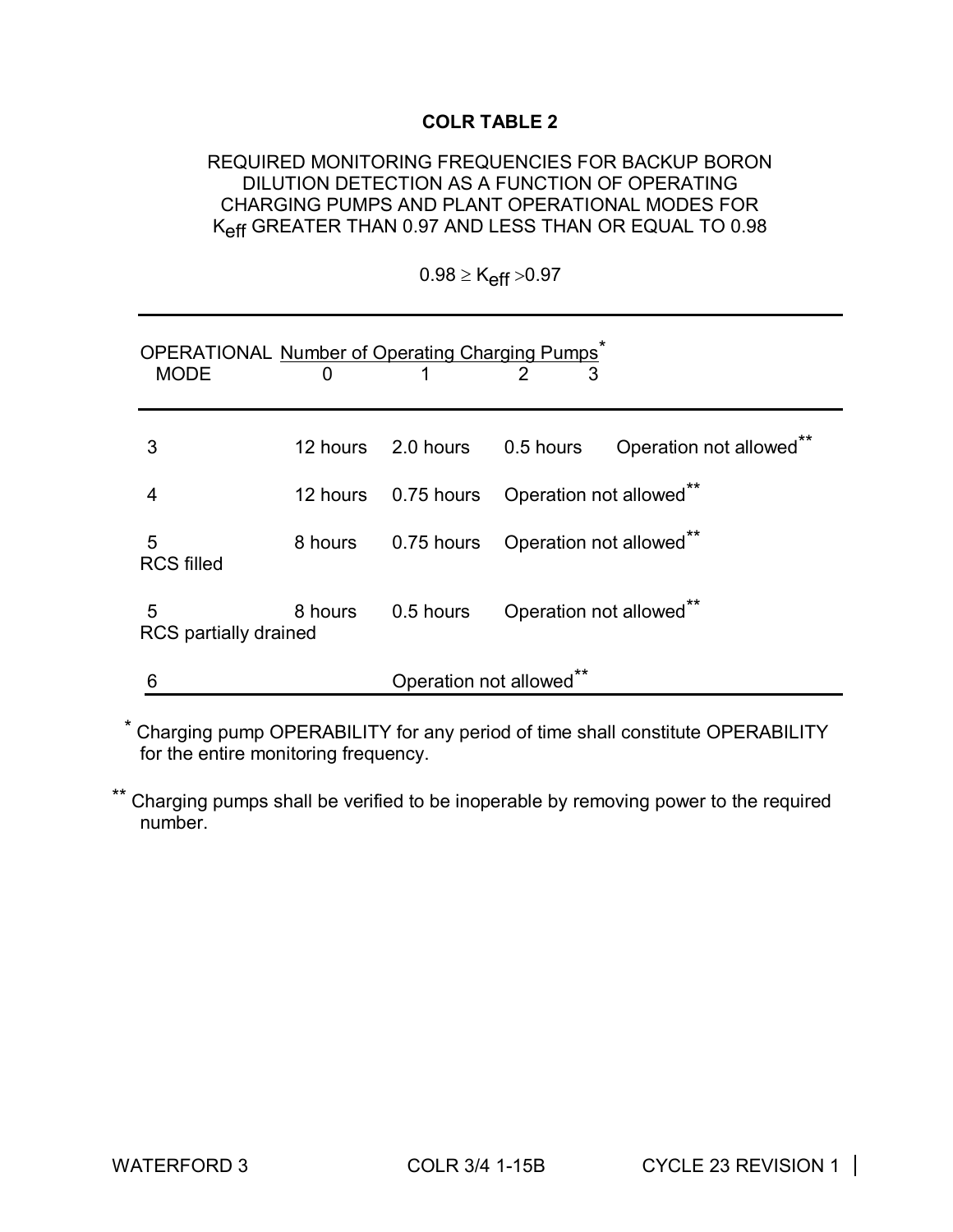# COLR TABLE 2

REQUIRED MONITORING FREQUENCIES FOR BACKUP BORON DILUTION DETECTION AS A FUNCTION OF OPERATING CHARGING PUMPS AND PLANT OPERATIONAL MODES FOR $K_{eff}$ GREATER THAN 0.97 AND LESS THAN OR EQUAL TO 0.98

$0.98 \geq K_{eff} > 0.97$

| OPERATIONAL MODE | Number of Operating Charging Pumps* 0 | 1 | 2 | 3 |
|---|---|---|---|---|
| 3 | 12 hours | 2.0 hours | 0.5 hours | Operation not allowed** |
| 4 | 12 hours | 0.75 hours | Operation not allowed** | |
| 5 RCS filled | 8 hours | 0.75 hours | Operation not allowed** | |
| 5 RCS partially drained | 8 hours | 0.5 hours | Operation not allowed** | |
| 6 | | Operation not allowed** | | |

\* Charging pump OPERABILITY for any period of time shall constitute OPERABILITY for the entire monitoring frequency.

\*\* Charging pumps shall be verified to be inoperable by removing power to the required number.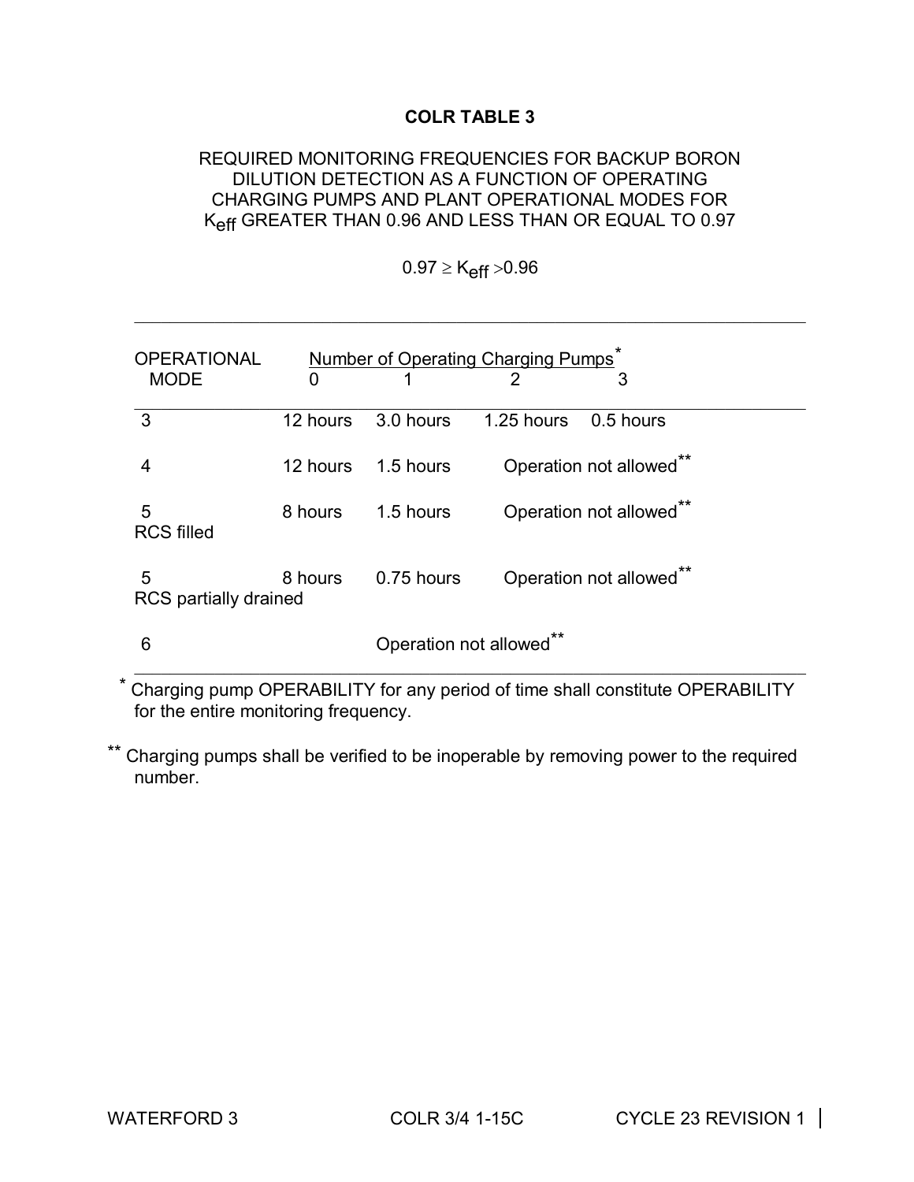# COLR TABLE 3

REQUIRED MONITORING FREQUENCIES FOR BACKUP BORON DILUTION DETECTION AS A FUNCTION OF OPERATING CHARGING PUMPS AND PLANT OPERATIONAL MODES FOR $K_{eff}$ GREATER THAN 0.96 AND LESS THAN OR EQUAL TO 0.97

$$0.97 \geq K_{eff} > 0.96$$

| OPERATIONAL MODE | Number of Operating Charging Pumps* 0 | 1 | 2 | 3 |
|---|---|---|---|---|
| 3 | 12 hours | 3.0 hours | 1.25 hours | 0.5 hours |
| 4 | 12 hours | 1.5 hours | Operation not allowed** | |
| 5 RCS filled | 8 hours | 1.5 hours | Operation not allowed** | |
| 5 RCS partially drained | 8 hours | 0.75 hours | Operation not allowed** | |
| 6 | | Operation not allowed** | | |

\* Charging pump OPERABILITY for any period of time shall constitute OPERABILITY for the entire monitoring frequency.

\*\* Charging pumps shall be verified to be inoperable by removing power to the required number.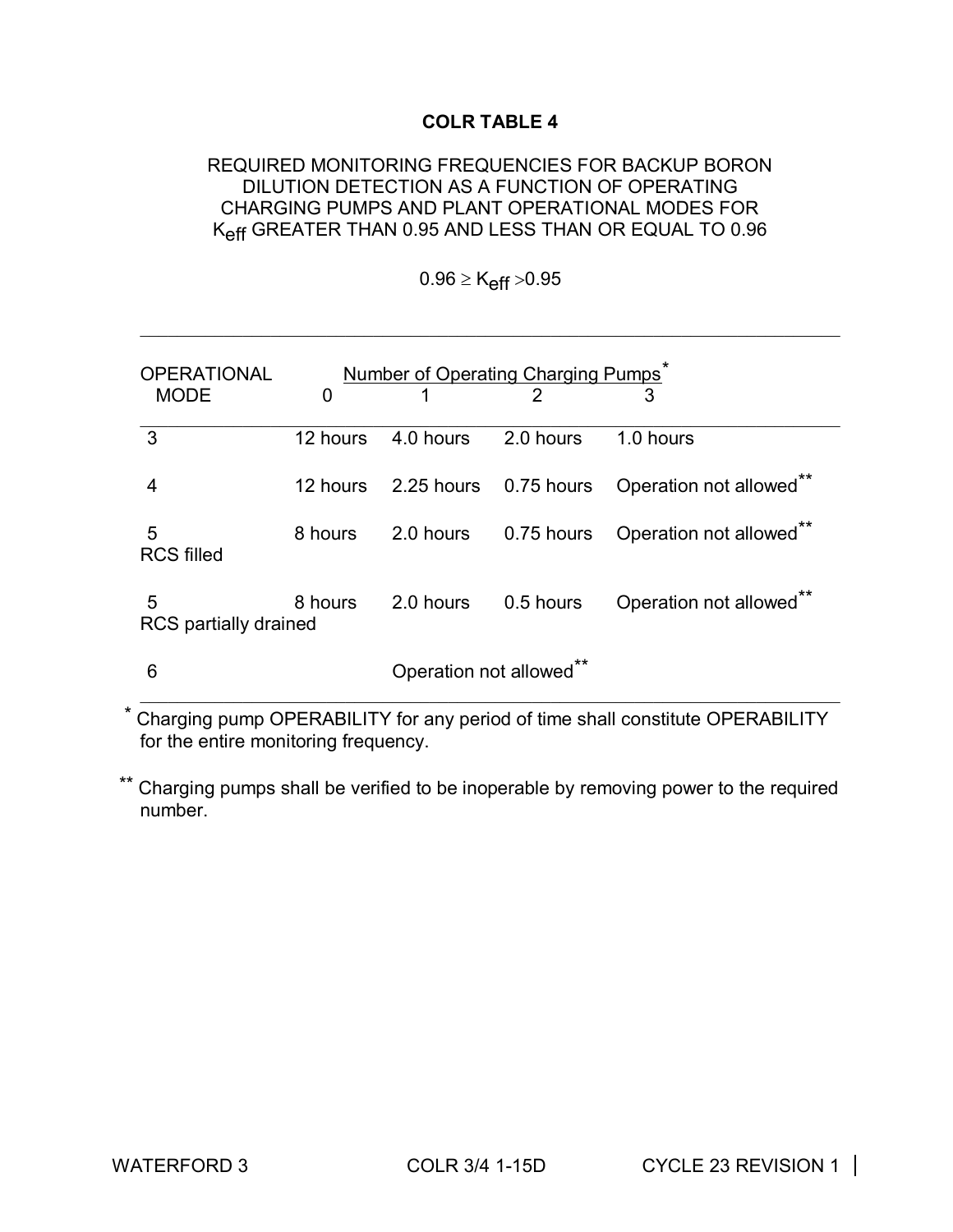# COLR TABLE 4

REQUIRED MONITORING FREQUENCIES FOR BACKUP BORON DILUTION DETECTION AS A FUNCTION OF OPERATING CHARGING PUMPS AND PLANT OPERATIONAL MODES FOR $K_{eff}$ GREATER THAN 0.95 AND LESS THAN OR EQUAL TO 0.96

$$0.96 \geq K_{eff} > 0.95$$

| OPERATIONAL MODE | Number of Operating Charging Pumps* 0 | 1 | 2 | 3 |
|---|---|---|---|---|
| 3 | 12 hours | 4.0 hours | 2.0 hours | 1.0 hours |
| 4 | 12 hours | 2.25 hours | 0.75 hours | Operation not allowed** |
| 5 RCS filled | 8 hours | 2.0 hours | 0.75 hours | Operation not allowed** |
| 5 RCS partially drained | 8 hours | 2.0 hours | 0.5 hours | Operation not allowed** |
| 6 | | Operation not allowed** | | |

\* Charging pump OPERABILITY for any period of time shall constitute OPERABILITY for the entire monitoring frequency.

\*\* Charging pumps shall be verified to be inoperable by removing power to the required number.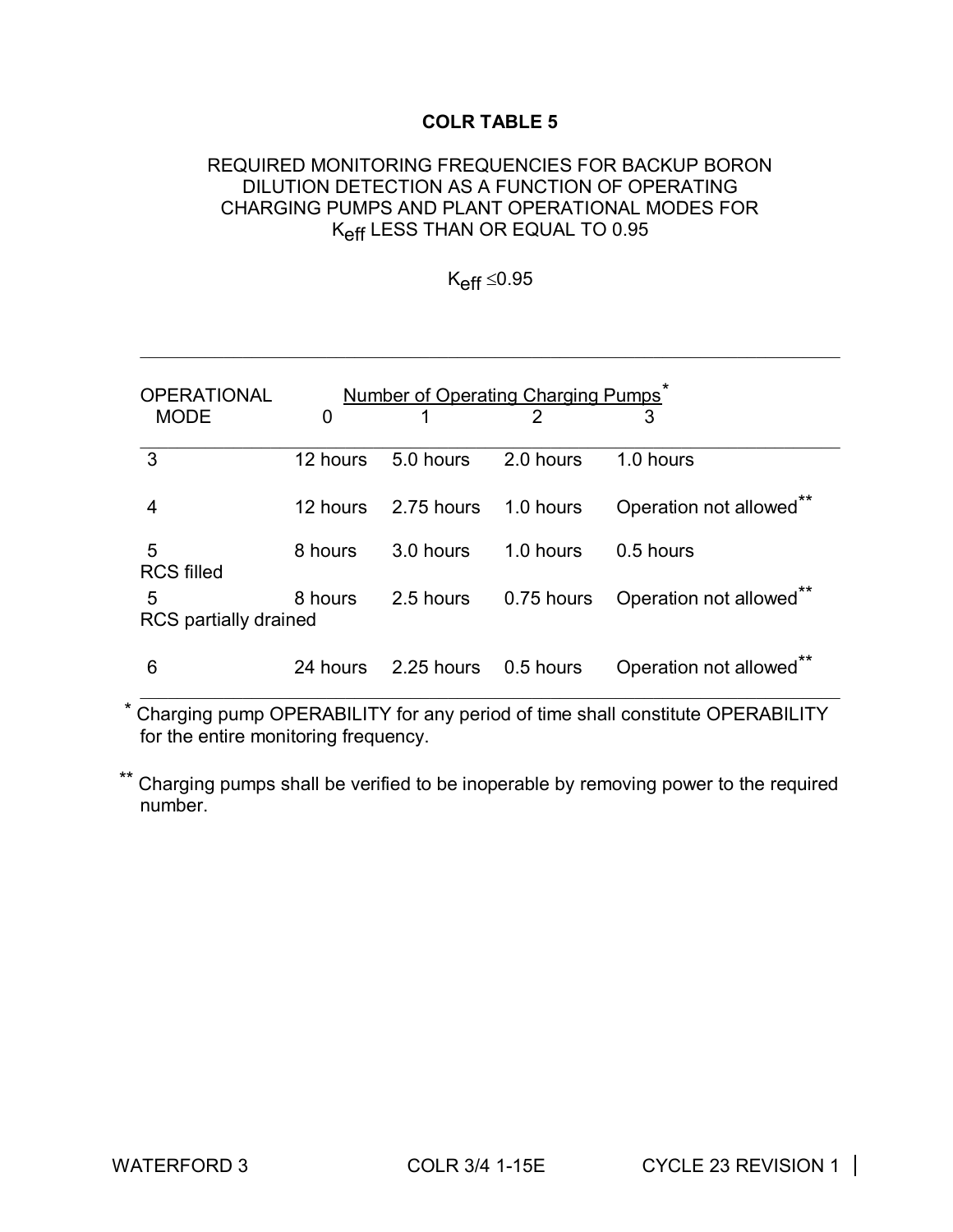**COLR TABLE 5**

REQUIRED MONITORING FREQUENCIES FOR BACKUP BORON DILUTION DETECTION AS A FUNCTION OF OPERATING CHARGING PUMPS AND PLANT OPERATIONAL MODES FOR $K_{eff}$ LESS THAN OR EQUAL TO 0.95

$K_{eff} \leq 0.95$

| OPERATIONAL MODE | Number of Operating Charging Pumps* | | | |
|---|---|---|---|---|
| | 0 | 1 | 2 | 3 |
| 3 | 12 hours | 5.0 hours | 2.0 hours | 1.0 hours |
| 4 | 12 hours | 2.75 hours | 1.0 hours | Operation not allowed** |
| 5 RCS filled | 8 hours | 3.0 hours | 1.0 hours | 0.5 hours |
| 5 RCS partially drained | 8 hours | 2.5 hours | 0.75 hours | Operation not allowed** |
| 6 | 24 hours | 2.25 hours | 0.5 hours | Operation not allowed** |

\* Charging pump OPERABILITY for any period of time shall constitute OPERABILITY for the entire monitoring frequency.

\*\* Charging pumps shall be verified to be inoperable by removing power to the required number.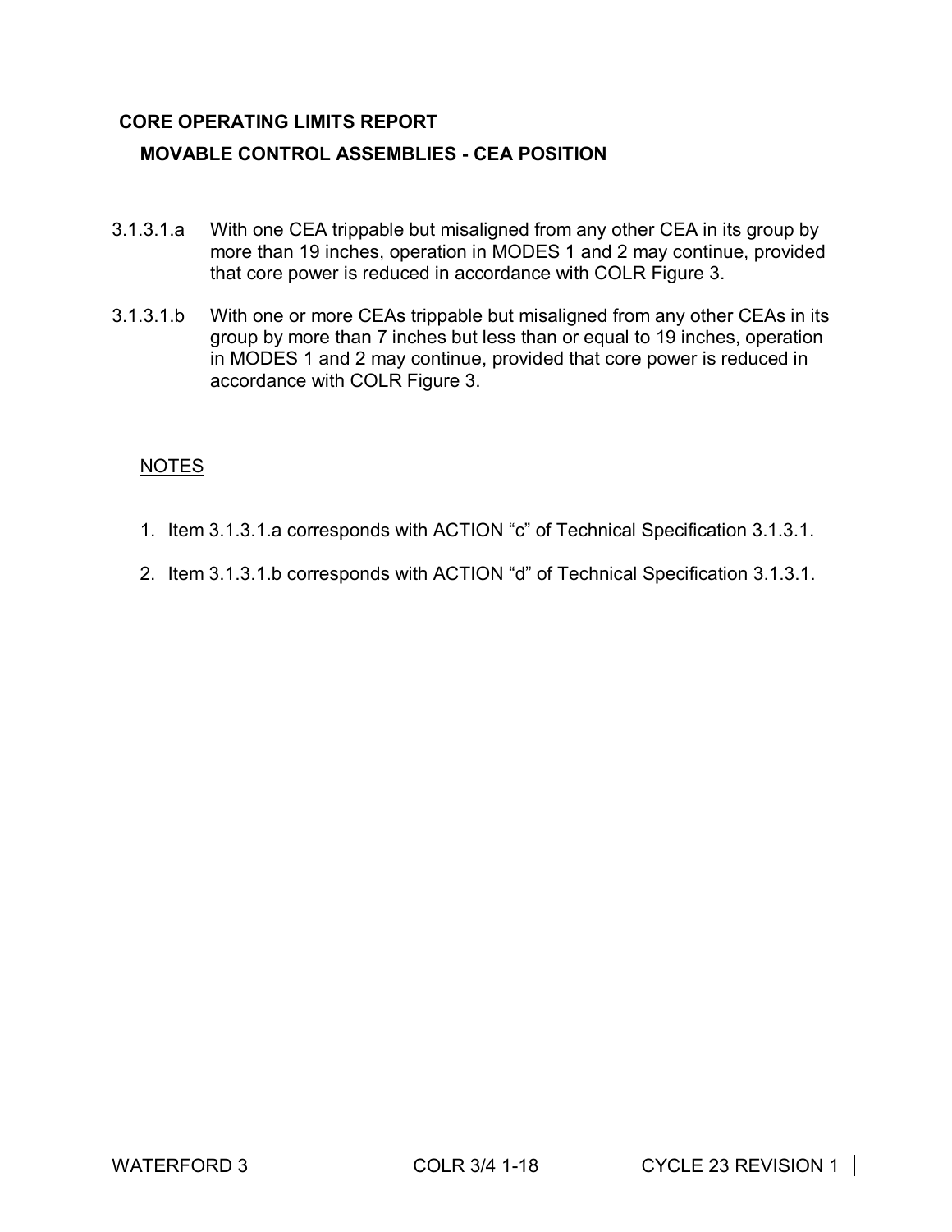# CORE OPERATING LIMITS REPORT

## MOVABLE CONTROL ASSEMBLIES - CEA POSITION

3.1.3.1.a With one CEA trippable but misaligned from any other CEA in its group by more than 19 inches, operation in MODES 1 and 2 may continue, provided that core power is reduced in accordance with COLR Figure 3.

3.1.3.1.b With one or more CEAs trippable but misaligned from any other CEAs in its group by more than 7 inches but less than or equal to 19 inches, operation in MODES 1 and 2 may continue, provided that core power is reduced in accordance with COLR Figure 3.

<u>NOTES</u>

1. Item 3.1.3.1.a corresponds with ACTION “c” of Technical Specification 3.1.3.1.
2. Item 3.1.3.1.b corresponds with ACTION “d” of Technical Specification 3.1.3.1.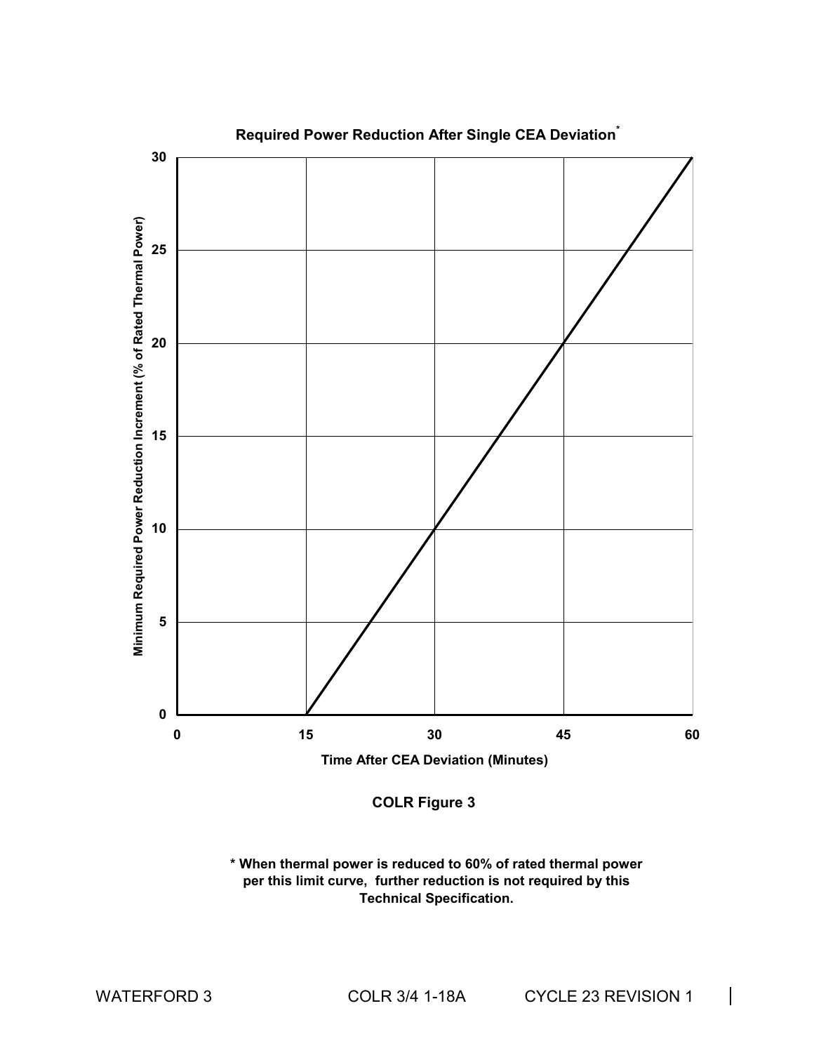**Required Power Reduction After Single CEA Deviation***

Minimum Required Power Reduction Increment (% of Rated Thermal Power)

Time After CEA Deviation (Minutes)

**COLR Figure 3**

**\* When thermal power is reduced to 60% of rated thermal power per this limit curve, further reduction is not required by this Technical Specification.**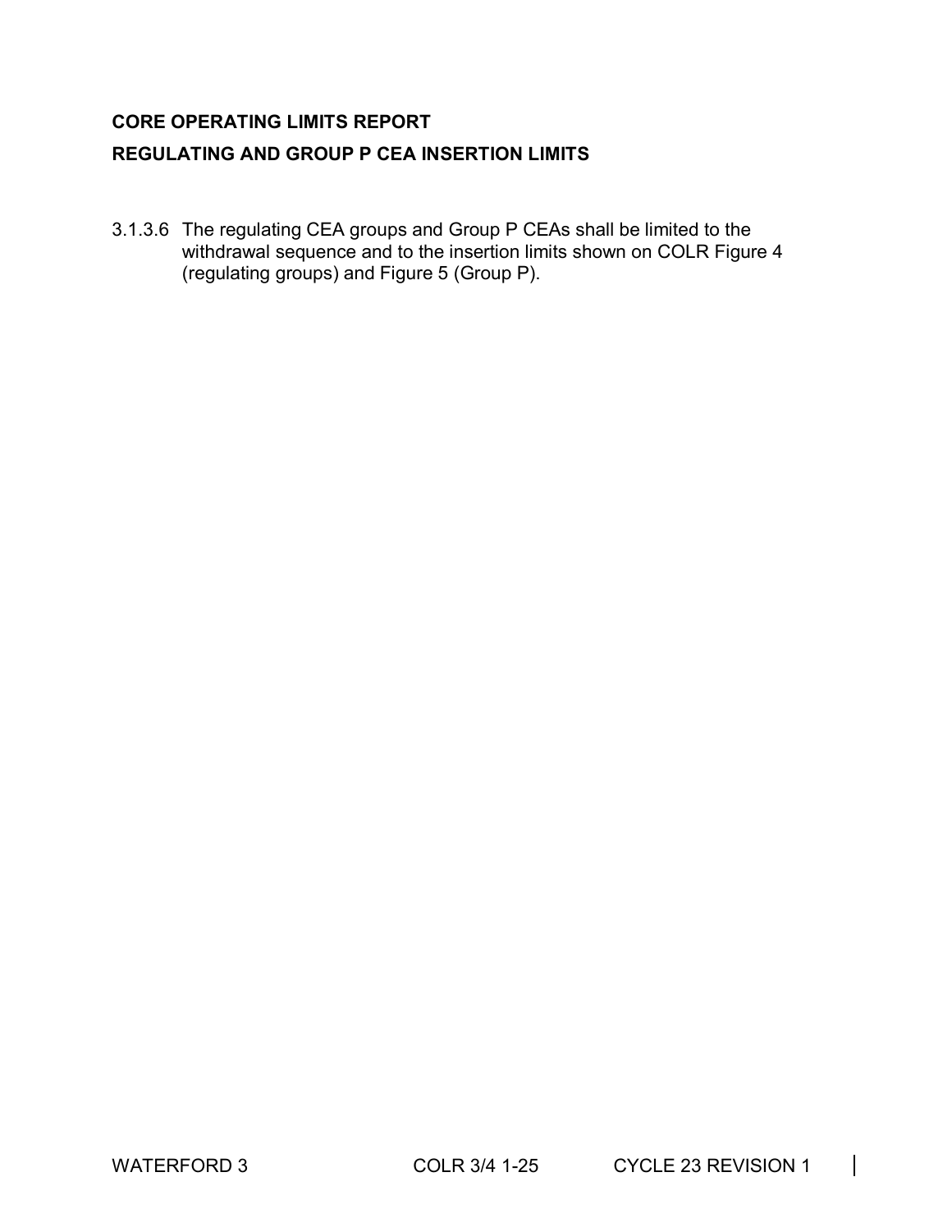**CORE OPERATING LIMITS REPORT**

**REGULATING AND GROUP P CEA INSERTION LIMITS**

3.1.3.6 The regulating CEA groups and Group P CEAs shall be limited to the withdrawal sequence and to the insertion limits shown on COLR Figure 4 (regulating groups) and Figure 5 (Group P).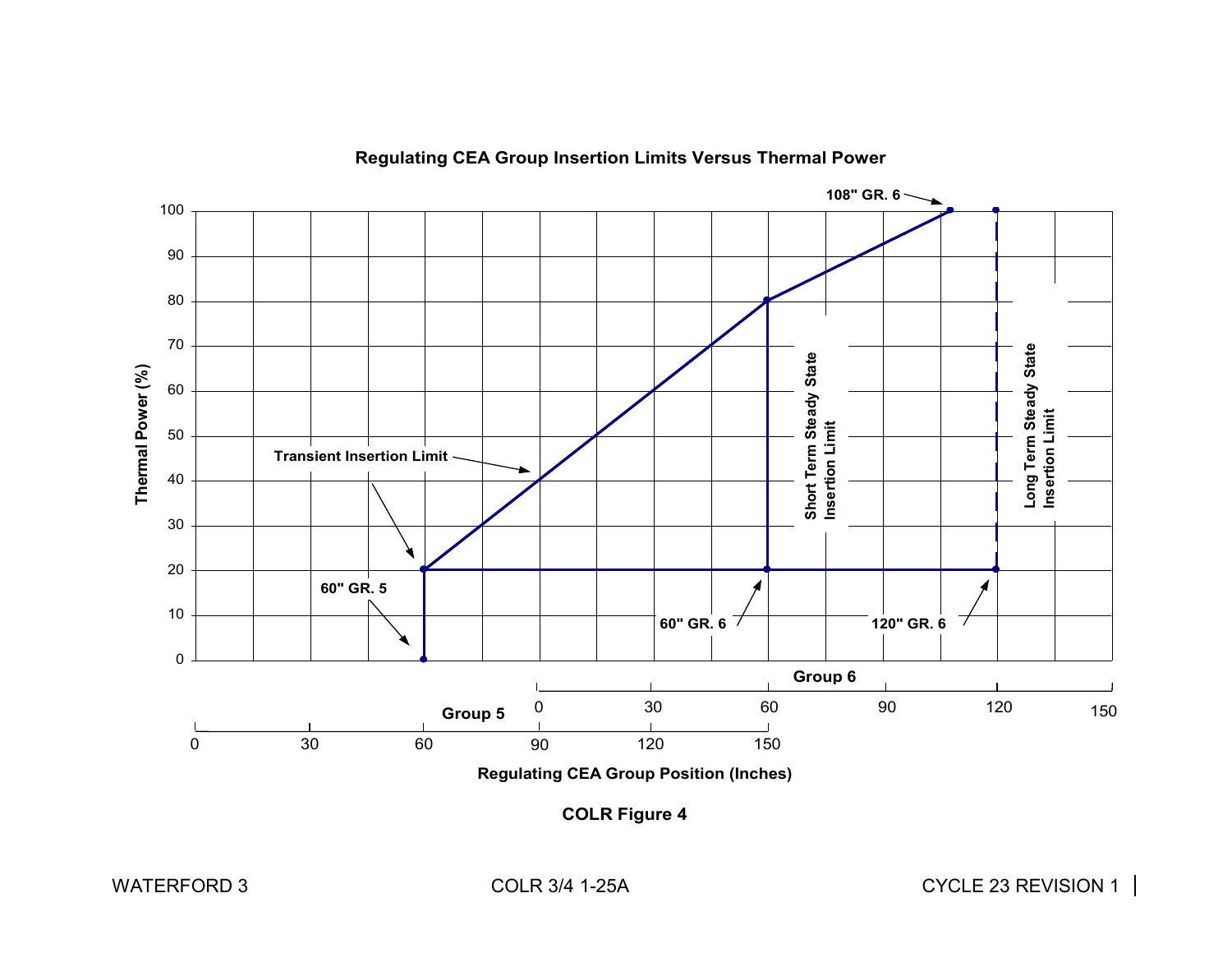**Regulating CEA Group Insertion Limits Versus Thermal Power**

- Y-axis: Thermal Power (%) — 0, 10, 20, 30, 40, 50, 60, 70, 80, 90, 100
- X-axis: Regulating CEA Group Position (Inches)
  - Group 5: 0, 30, 60, 90, 120, 150
  - Group 6: 0, 30, 60, 90, 120, 150

Labels: Transient Insertion Limit; Short Term Steady State Insertion Limit; Long Term Steady State Insertion Limit; 108" GR. 6; 60" GR. 5; 60" GR. 6; 120" GR. 6

**COLR Figure 4**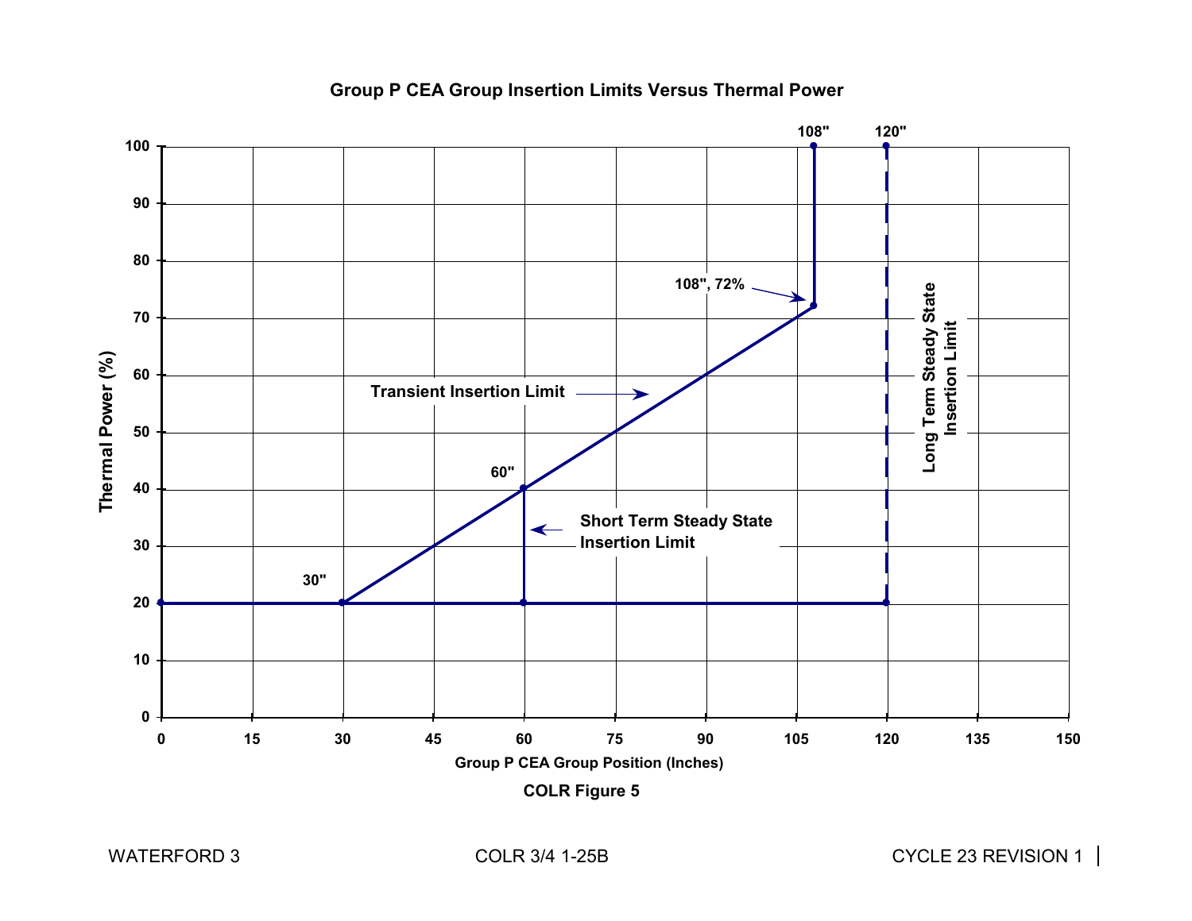**Group P CEA Group Insertion Limits Versus Thermal Power**

Thermal Power (%)

108"　120"

108", 72%

Transient Insertion Limit

Long Term Steady State Insertion Limit

60"

Short Term Steady State Insertion Limit

30"

Group P CEA Group Position (Inches)

**COLR Figure 5**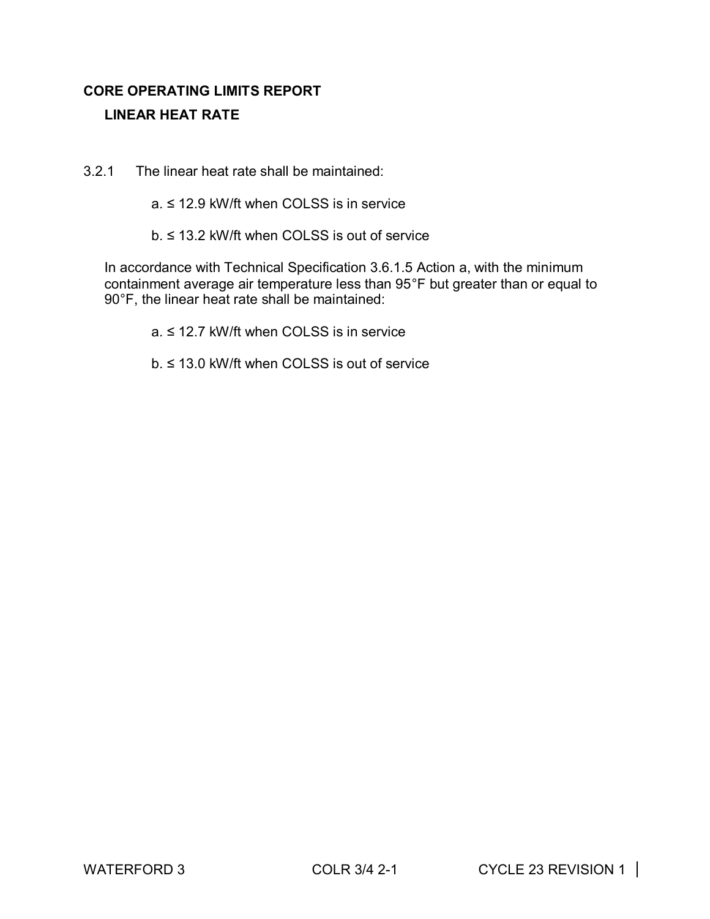# CORE OPERATING LIMITS REPORT

## LINEAR HEAT RATE

3.2.1 The linear heat rate shall be maintained:

a. ≤ 12.9 kW/ft when COLSS is in service

b. ≤ 13.2 kW/ft when COLSS is out of service

In accordance with Technical Specification 3.6.1.5 Action a, with the minimum containment average air temperature less than 95°F but greater than or equal to 90°F, the linear heat rate shall be maintained:

a. ≤ 12.7 kW/ft when COLSS is in service

b. ≤ 13.0 kW/ft when COLSS is out of service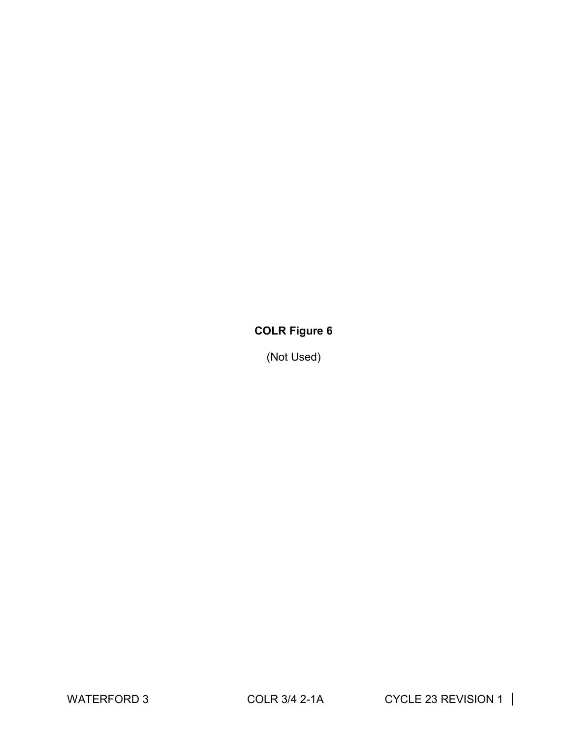**COLR Figure 6**

(Not Used)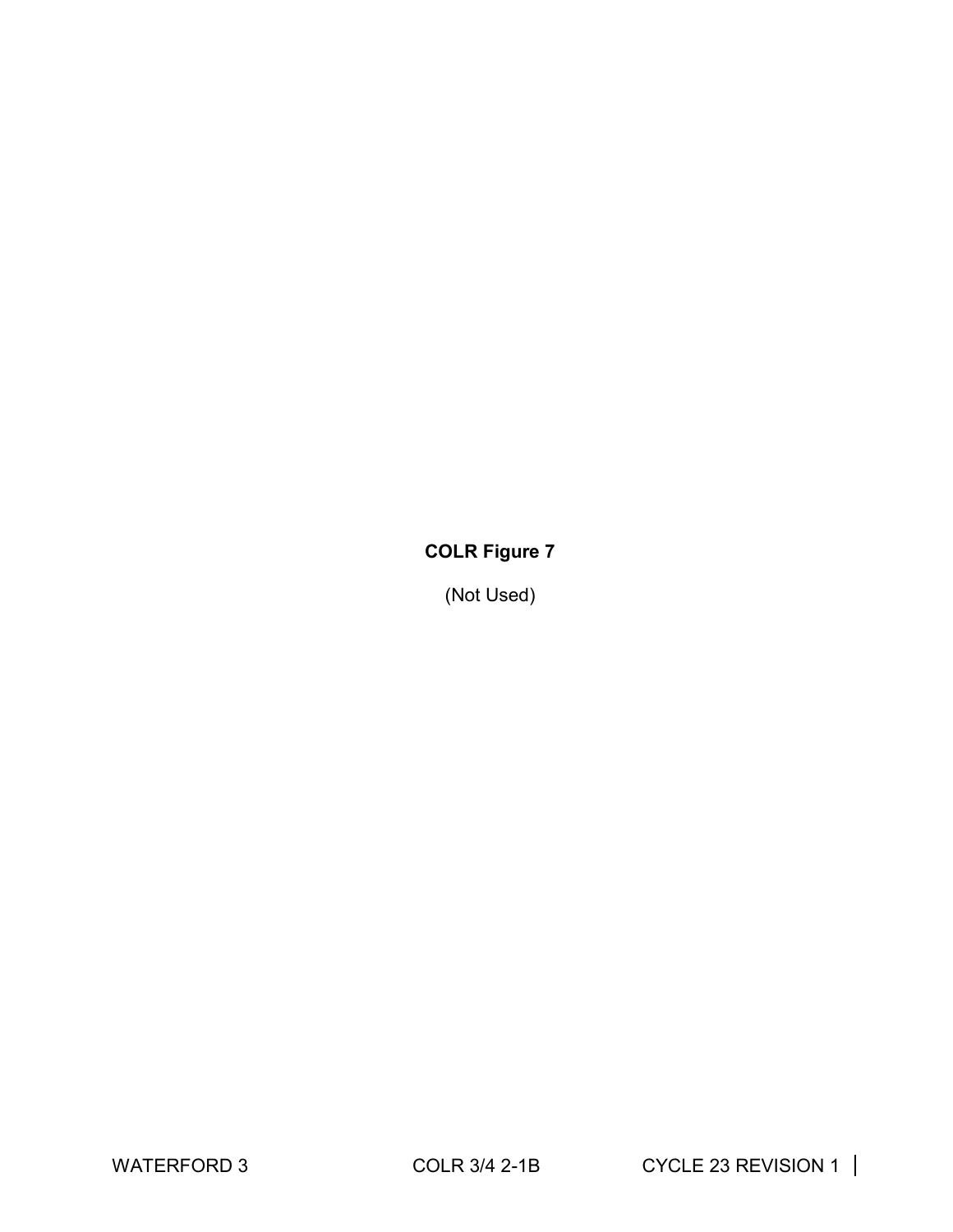**COLR Figure 7**

(Not Used)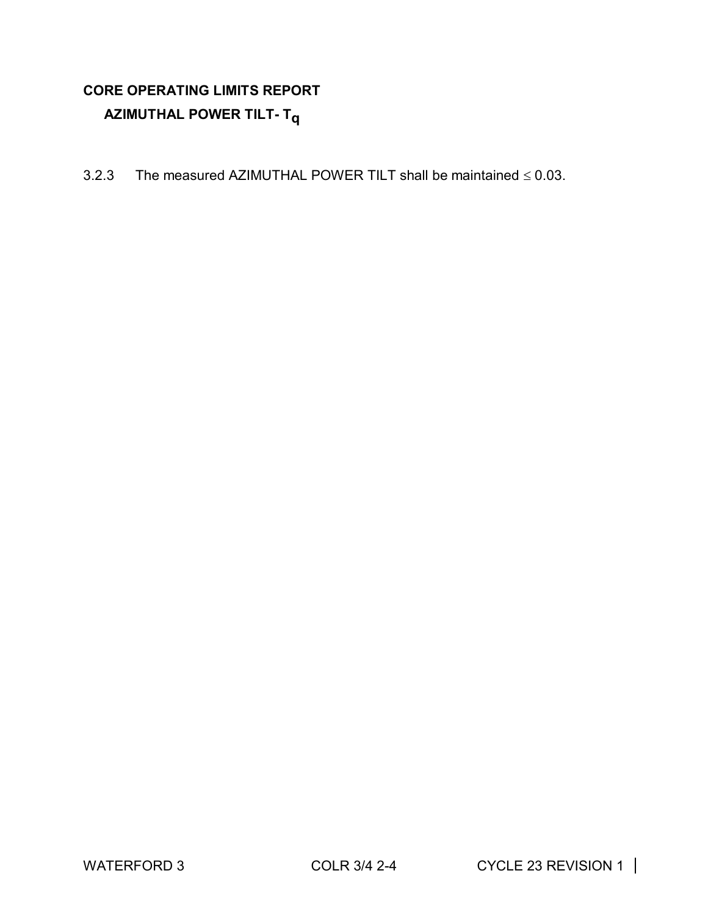**CORE OPERATING LIMITS REPORT**

**AZIMUTHAL POWER TILT- $T_q$**

3.2.3 The measured AZIMUTHAL POWER TILT shall be maintained $\leq$ 0.03.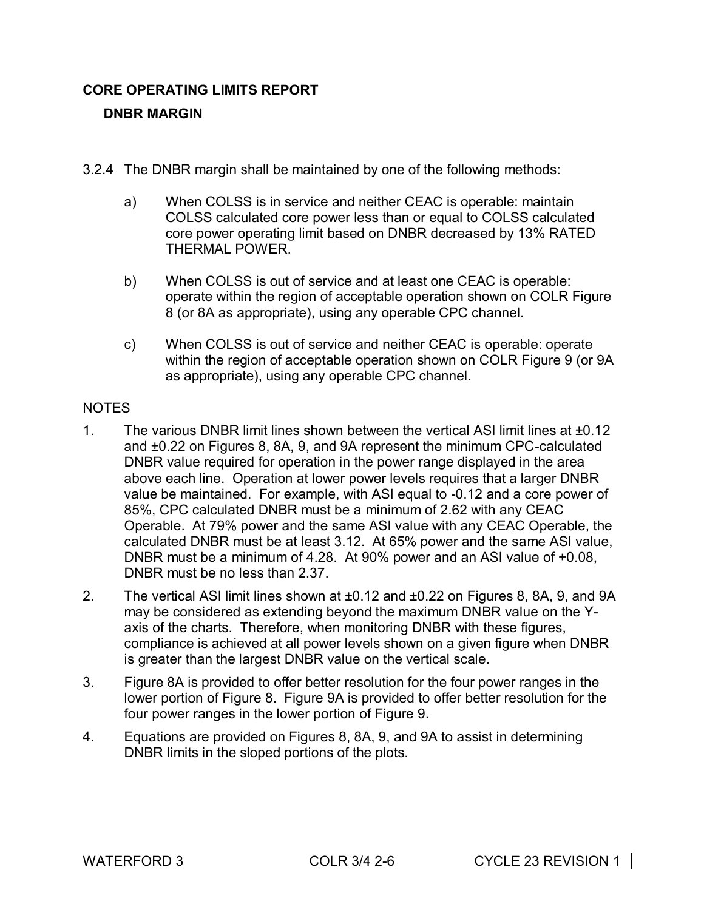# CORE OPERATING LIMITS REPORT

## DNBR MARGIN

3.2.4 The DNBR margin shall be maintained by one of the following methods:

a) When COLSS is in service and neither CEAC is operable: maintain COLSS calculated core power less than or equal to COLSS calculated core power operating limit based on DNBR decreased by 13% RATED THERMAL POWER.

b) When COLSS is out of service and at least one CEAC is operable: operate within the region of acceptable operation shown on COLR Figure 8 (or 8A as appropriate), using any operable CPC channel.

c) When COLSS is out of service and neither CEAC is operable: operate within the region of acceptable operation shown on COLR Figure 9 (or 9A as appropriate), using any operable CPC channel.

NOTES

1. The various DNBR limit lines shown between the vertical ASI limit lines at ±0.12 and ±0.22 on Figures 8, 8A, 9, and 9A represent the minimum CPC-calculated DNBR value required for operation in the power range displayed in the area above each line. Operation at lower power levels requires that a larger DNBR value be maintained. For example, with ASI equal to -0.12 and a core power of 85%, CPC calculated DNBR must be a minimum of 2.62 with any CEAC Operable. At 79% power and the same ASI value with any CEAC Operable, the calculated DNBR must be at least 3.12. At 65% power and the same ASI value, DNBR must be a minimum of 4.28. At 90% power and an ASI value of +0.08, DNBR must be no less than 2.37.

2. The vertical ASI limit lines shown at ±0.12 and ±0.22 on Figures 8, 8A, 9, and 9A may be considered as extending beyond the maximum DNBR value on the Y-axis of the charts. Therefore, when monitoring DNBR with these figures, compliance is achieved at all power levels shown on a given figure when DNBR is greater than the largest DNBR value on the vertical scale.

3. Figure 8A is provided to offer better resolution for the four power ranges in the lower portion of Figure 8. Figure 9A is provided to offer better resolution for the four power ranges in the lower portion of Figure 9.

4. Equations are provided on Figures 8, 8A, 9, and 9A to assist in determining DNBR limits in the sloped portions of the plots.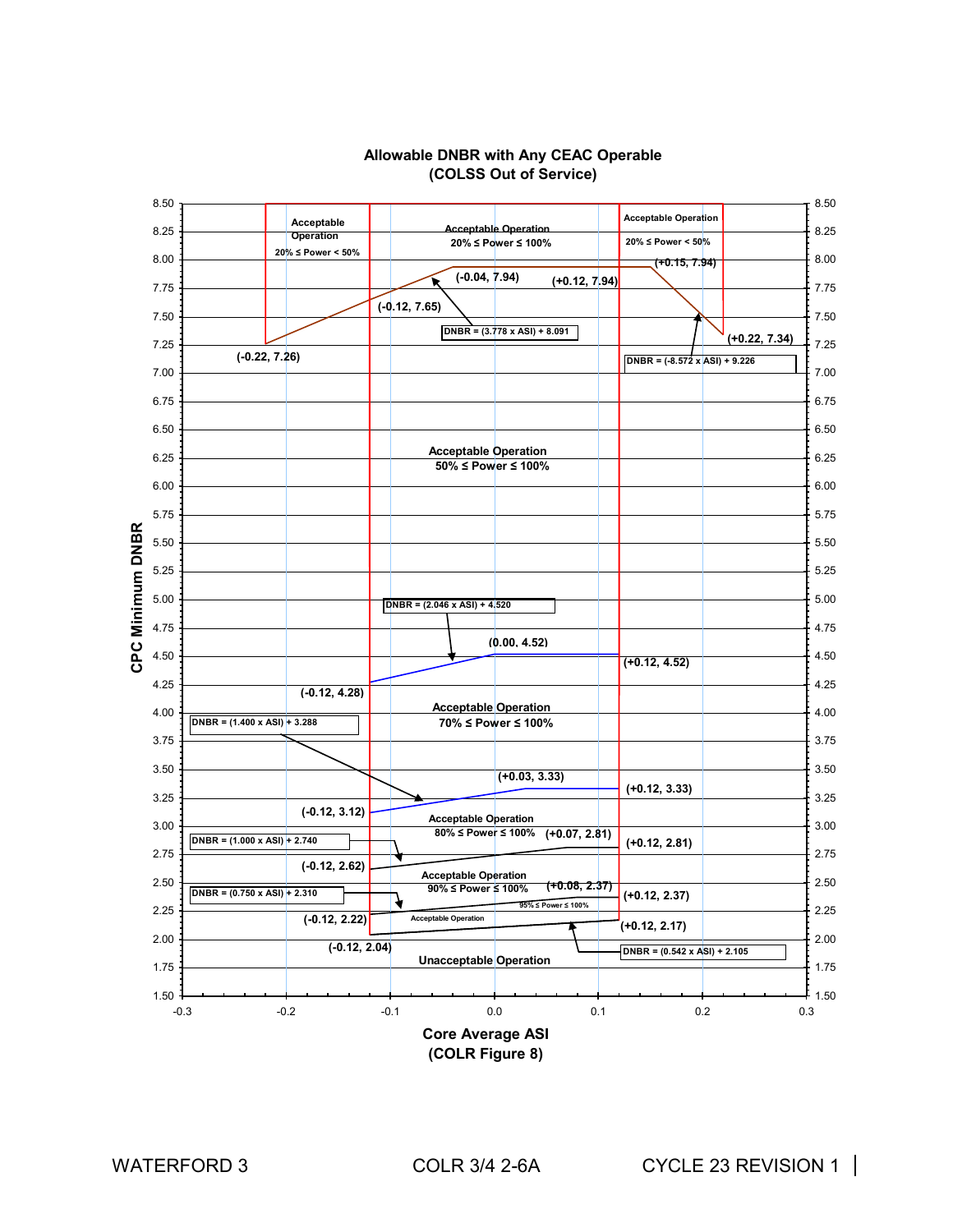## Allowable DNBR with Any CEAC Operable
## (COLSS Out of Service)

CPC Minimum DNBR (y-axis, 1.50 to 8.50) vs. Core Average ASI (x-axis, -0.3 to 0.3)

**Acceptable Operation regions:**

- Acceptable Operation, 20% ≤ Power < 50% (ASI -0.22 to -0.12)
- Acceptable Operation, 20% ≤ Power ≤ 100% (ASI -0.12 to +0.12)
- Acceptable Operation, 20% ≤ Power < 50% (ASI +0.12 to +0.22)
- Acceptable Operation, 50% ≤ Power ≤ 100%
- Acceptable Operation, 70% ≤ Power ≤ 100%
- Acceptable Operation, 80% ≤ Power ≤ 100%
- Acceptable Operation, 90% ≤ Power ≤ 100%
- Acceptable Operation, 95% ≤ Power ≤ 100%
- Unacceptable Operation

**Curve points and equations:**

| Power Range | Points | Equation |
|---|---|---|
| 20% ≤ Power ≤ 100% | (-0.22, 7.26), (-0.12, 7.65), (-0.04, 7.94), (+0.12, 7.94), (+0.15, 7.94), (+0.22, 7.34) | DNBR = (3.778 x ASI) + 8.091; DNBR = (-8.572 x ASI) + 9.226 |
| 50% ≤ Power ≤ 100% | (-0.12, 4.28), (0.00, 4.52), (+0.12, 4.52) | DNBR = (2.046 x ASI) + 4.520 |
| 70% ≤ Power ≤ 100% | (-0.12, 3.12), (+0.03, 3.33), (+0.12, 3.33) | DNBR = (1.400 x ASI) + 3.288 |
| 80% ≤ Power ≤ 100% | (-0.12, 2.62), (+0.07, 2.81), (+0.12, 2.81) | DNBR = (1.000 x ASI) + 2.740 |
| 90% ≤ Power ≤ 100% | (-0.12, 2.22), (+0.08, 2.37), (+0.12, 2.37) | DNBR = (0.750 x ASI) + 2.310 |
| 95% ≤ Power ≤ 100% | (-0.12, 2.04), (+0.12, 2.17) | DNBR = (0.542 x ASI) + 2.105 |

Core Average ASI
(COLR Figure 8)

WATERFORD 3 COLR 3/4 2-6A CYCLE 23 REVISION 1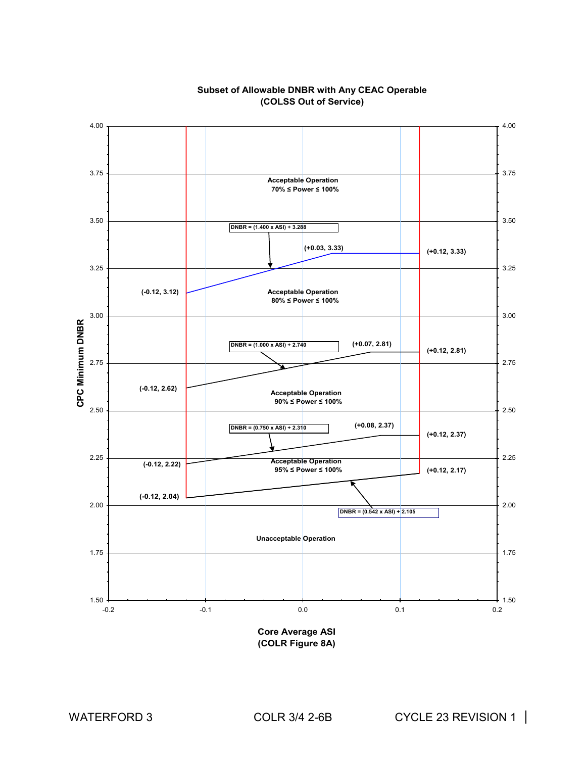**Subset of Allowable DNBR with Any CEAC Operable**
**(COLSS Out of Service)**

CPC Minimum DNBR

Acceptable Operation
70% ≤ Power ≤ 100%

DNBR = (1.400 x ASI) + 3.288

(+0.03, 3.33)

(+0.12, 3.33)

(-0.12, 3.12)

Acceptable Operation
80% ≤ Power ≤ 100%

DNBR = (1.000 x ASI) + 2.740

(+0.07, 2.81)

(+0.12, 2.81)

(-0.12, 2.62)

Acceptable Operation
90% ≤ Power ≤ 100%

DNBR = (0.750 x ASI) + 2.310

(+0.08, 2.37)

(+0.12, 2.37)

(-0.12, 2.22)

Acceptable Operation
95% ≤ Power ≤ 100%

(+0.12, 2.17)

(-0.12, 2.04)

DNBR = (0.542 x ASI) + 2.105

Unacceptable Operation

**Core Average ASI**
**(COLR Figure 8A)**

WATERFORD 3 COLR 3/4 2-6B CYCLE 23 REVISION 1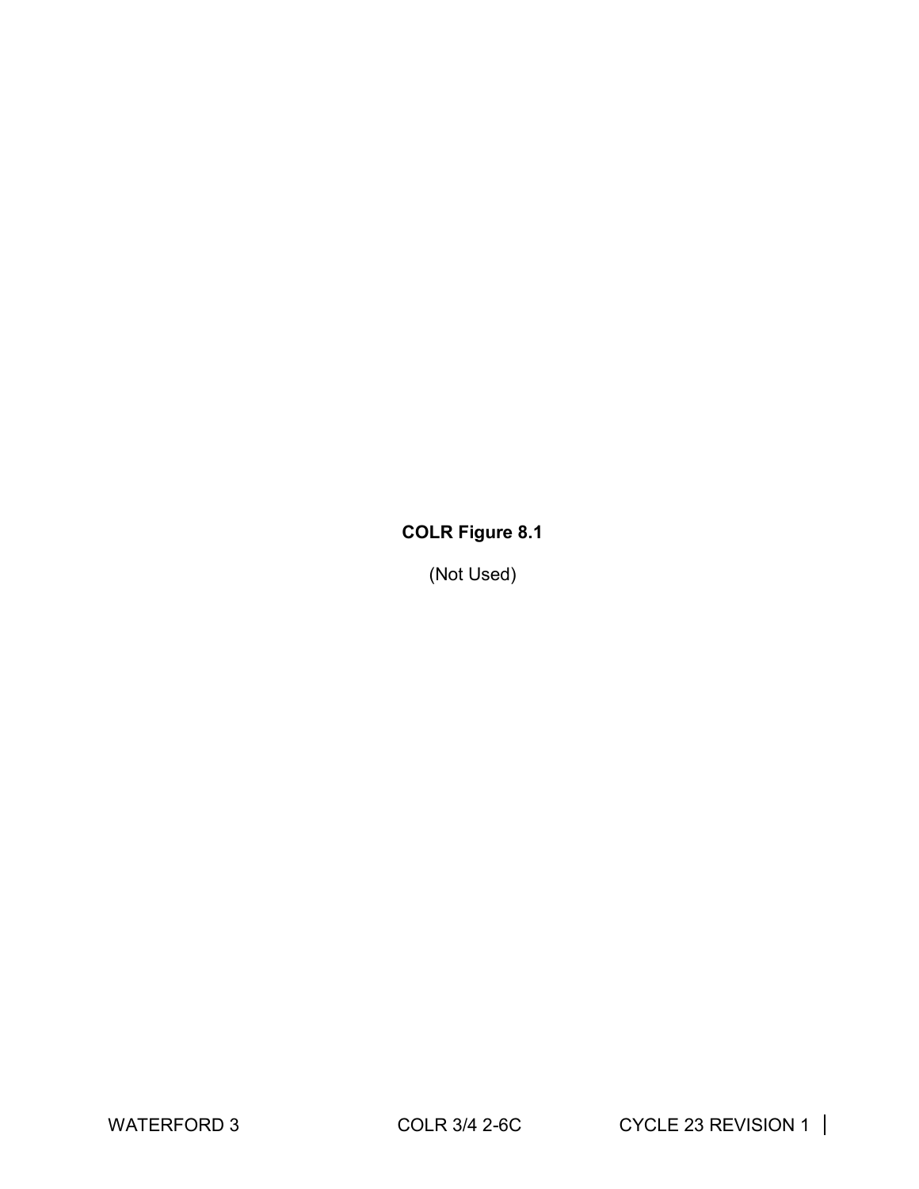**COLR Figure 8.1**

(Not Used)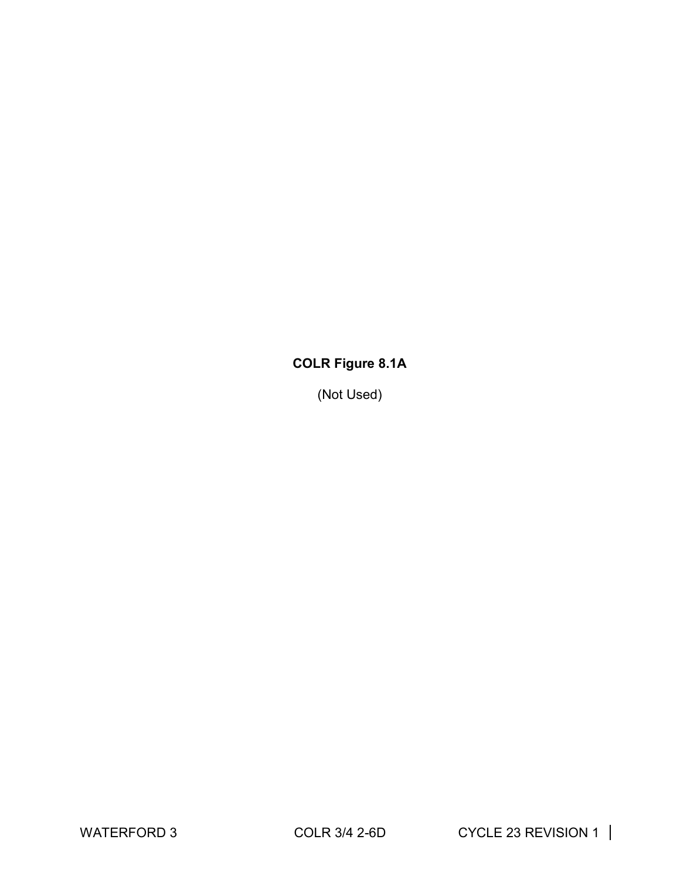**COLR Figure 8.1A**

(Not Used)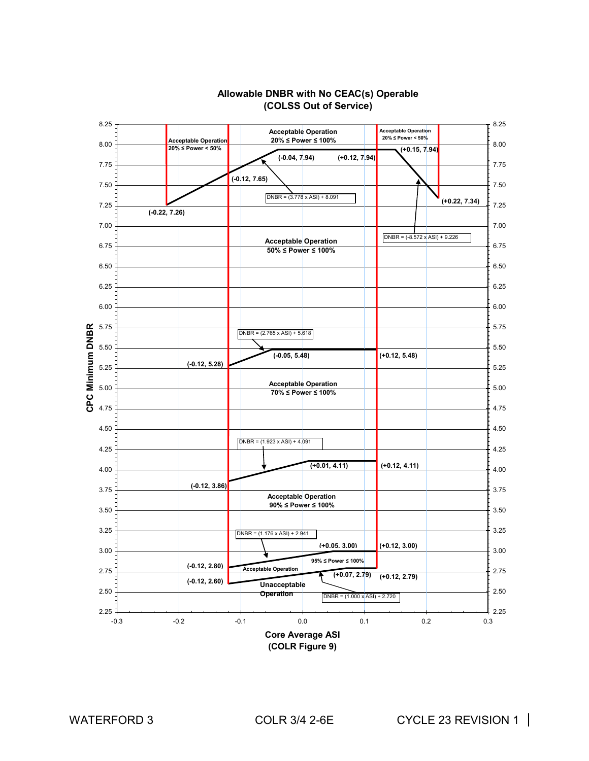## Allowable DNBR with No CEAC(s) Operable
## (COLSS Out of Service)

CPC Minimum DNBR

Acceptable Operation
$20\% \leq$ Power $< 50\%$

Acceptable Operation
$20\% \leq$ Power $\leq 100\%$

Acceptable Operation
$20\% \leq$ Power $< 50\%$

(-0.04, 7.94) (+0.12, 7.94) (+0.15, 7.94)

(-0.12, 7.65)

DNBR = (3.778 x ASI) + 8.091

(-0.22, 7.26) (+0.22, 7.34)

DNBR = (-8.572 x ASI) + 9.226

Acceptable Operation
$50\% \leq$ Power $\leq 100\%$

DNBR = (2.765 x ASI) + 5.618

(-0.12, 5.28) (-0.05, 5.48) (+0.12, 5.48)

Acceptable Operation
$70\% \leq$ Power $\leq 100\%$

DNBR = (1.923 x ASI) + 4.091

(-0.12, 3.86) (+0.01, 4.11) (+0.12, 4.11)

Acceptable Operation
$90\% \leq$ Power $\leq 100\%$

DNBR = (1.176 x ASI) + 2.941

(-0.12, 2.80) (+0.05, 3.00) (+0.12, 3.00)

$95\% \leq$ Power $\leq 100\%$
Acceptable Operation

(-0.12, 2.60) (+0.07, 2.79) (+0.12, 2.79)

Unacceptable Operation

DNBR = (1.000 x ASI) + 2.720

Core Average ASI
(COLR Figure 9)

WATERFORD 3 COLR 3/4 2-6E CYCLE 23 REVISION 1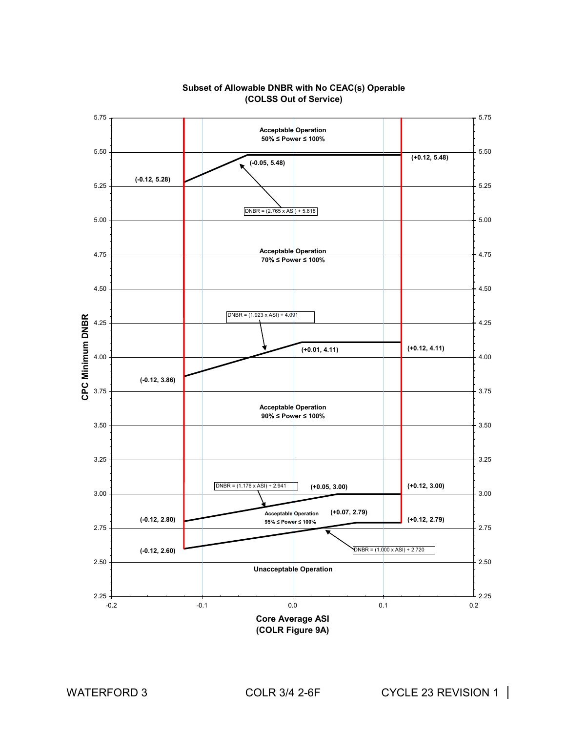**Subset of Allowable DNBR with No CEAC(s) Operable**
**(COLSS Out of Service)**

Acceptable Operation
50% ≤ Power ≤ 100%

(-0.12, 5.28)

(-0.05, 5.48)

(+0.12, 5.48)

DNBR = (2.765 x ASI) + 5.618

Acceptable Operation
70% ≤ Power ≤ 100%

DNBR = (1.923 x ASI) + 4.091

(+0.01, 4.11)

(+0.12, 4.11)

(-0.12, 3.86)

Acceptable Operation
90% ≤ Power ≤ 100%

DNBR = (1.176 x ASI) + 2.941

(+0.05, 3.00)

(+0.12, 3.00)

Acceptable Operation
95% ≤ Power ≤ 100%

(+0.07, 2.79)

(-0.12, 2.80)

(+0.12, 2.79)

(-0.12, 2.60)

DNBR = (1.000 x ASI) + 2.720

Unacceptable Operation

CPC Minimum DNBR

Core Average ASI
(COLR Figure 9A)

COLR 3/4 2-6F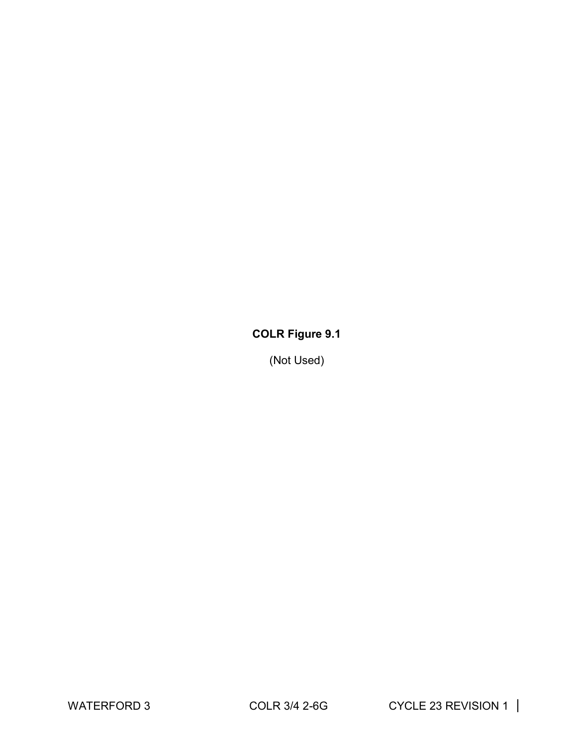**COLR Figure 9.1**

(Not Used)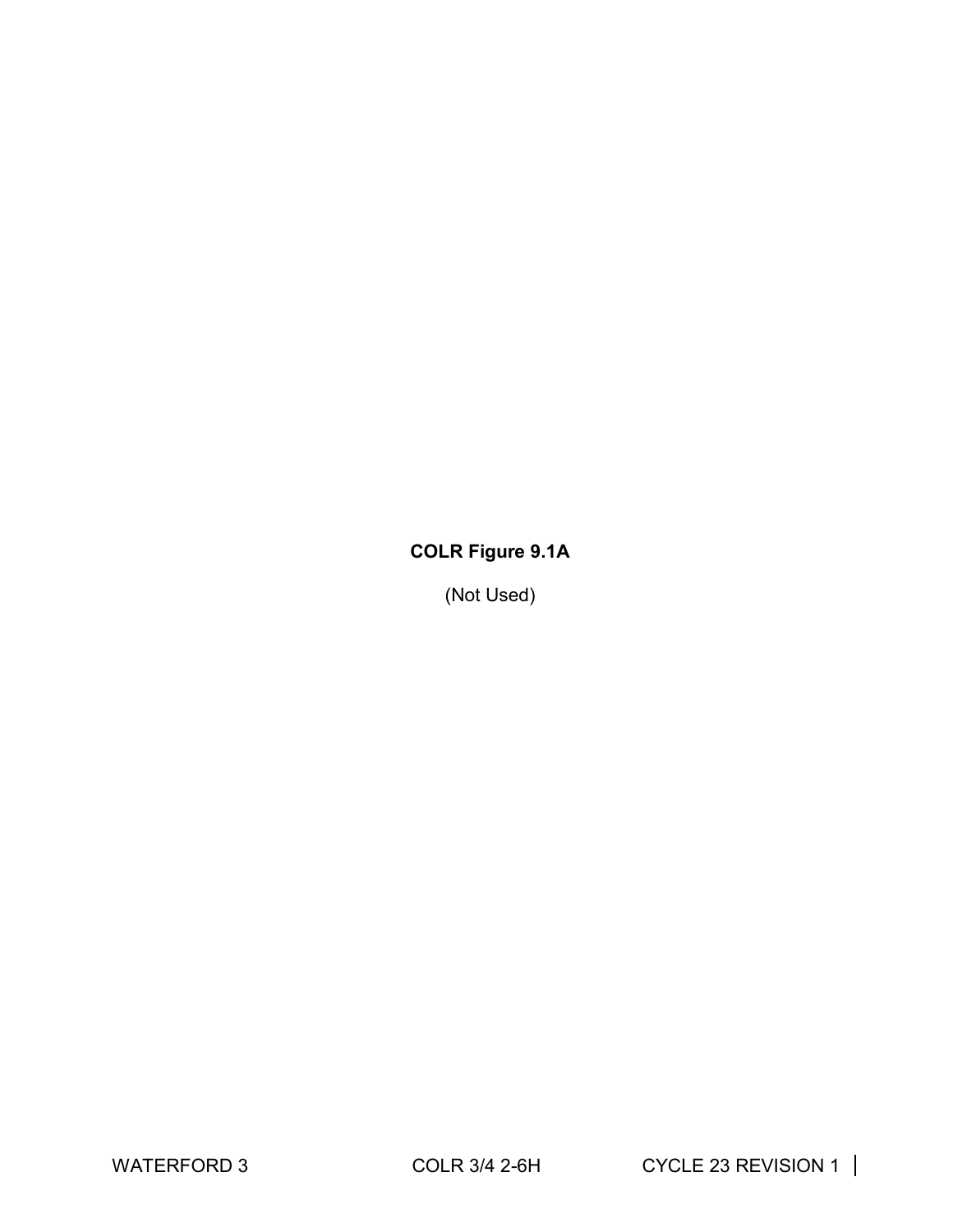**COLR Figure 9.1A**

(Not Used)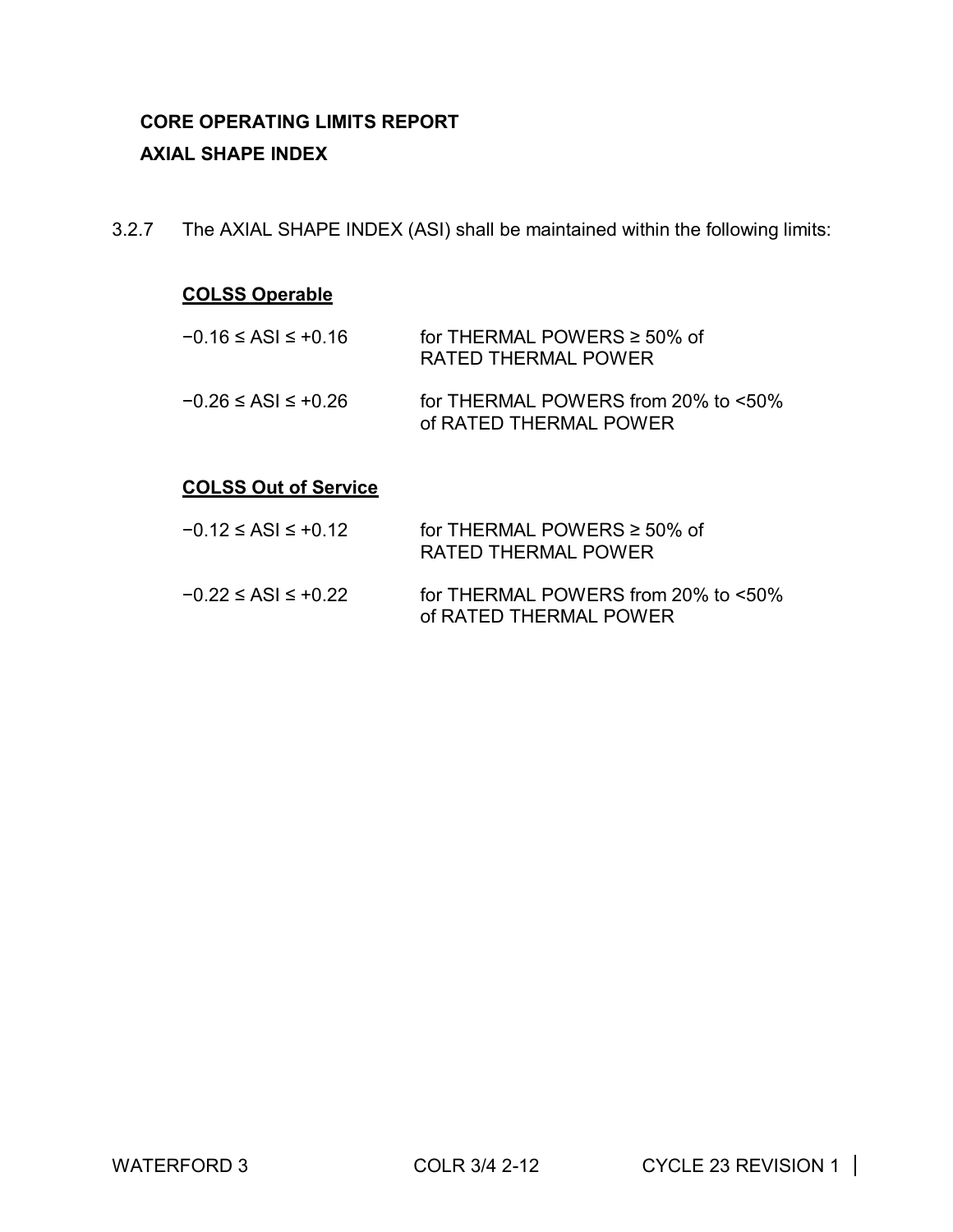**CORE OPERATING LIMITS REPORT**

**AXIAL SHAPE INDEX**

3.2.7 The AXIAL SHAPE INDEX (ASI) shall be maintained within the following limits:

**COLSS Operable**

| | |
|---|---|
| $-0.16 \leq ASI \leq +0.16$ | for THERMAL POWERS ≥ 50% of RATED THERMAL POWER |
| $-0.26 \leq ASI \leq +0.26$ | for THERMAL POWERS from 20% to <50% of RATED THERMAL POWER |

**COLSS Out of Service**

| | |
|---|---|
| $-0.12 \leq ASI \leq +0.12$ | for THERMAL POWERS ≥ 50% of RATED THERMAL POWER |
| $-0.22 \leq ASI \leq +0.22$ | for THERMAL POWERS from 20% to <50% of RATED THERMAL POWER |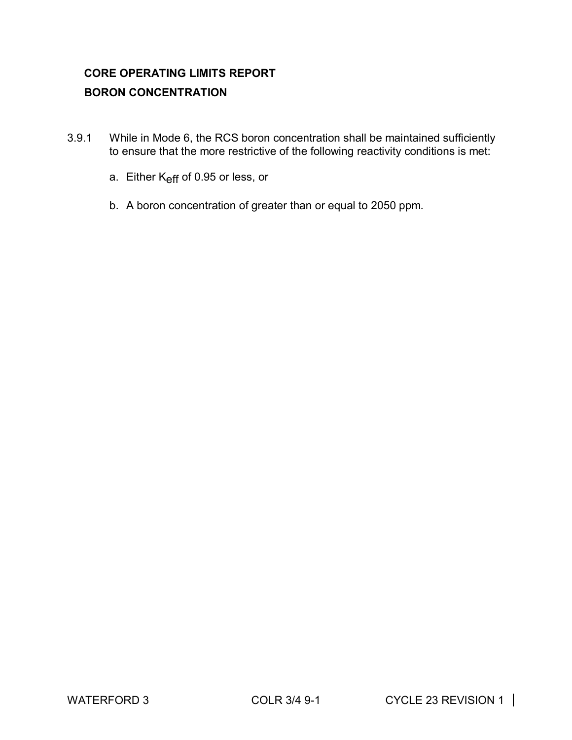## CORE OPERATING LIMITS REPORT

## BORON CONCENTRATION

3.9.1 While in Mode 6, the RCS boron concentration shall be maintained sufficiently to ensure that the more restrictive of the following reactivity conditions is met:

a. Either $K_{eff}$ of 0.95 or less, or

b. A boron concentration of greater than or equal to 2050 ppm.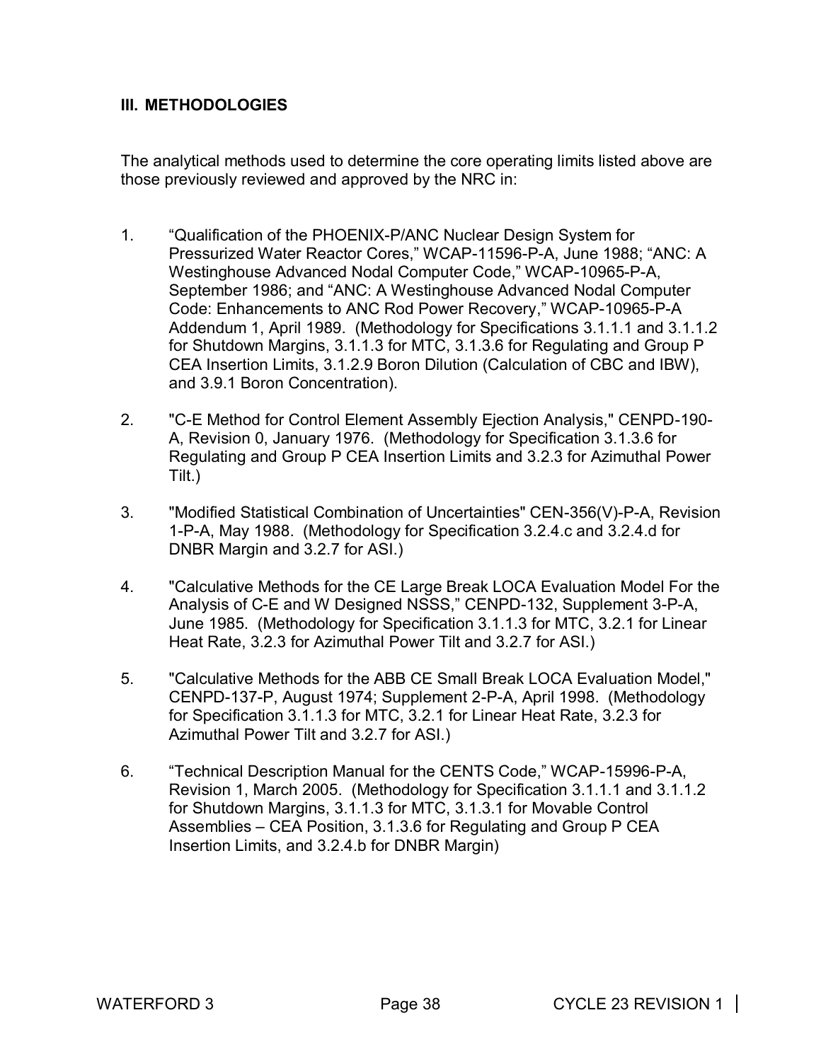## III. METHODOLOGIES

The analytical methods used to determine the core operating limits listed above are those previously reviewed and approved by the NRC in:

1. "Qualification of the PHOENIX-P/ANC Nuclear Design System for Pressurized Water Reactor Cores," WCAP-11596-P-A, June 1988; "ANC: A Westinghouse Advanced Nodal Computer Code," WCAP-10965-P-A, September 1986; and "ANC: A Westinghouse Advanced Nodal Computer Code: Enhancements to ANC Rod Power Recovery," WCAP-10965-P-A Addendum 1, April 1989. (Methodology for Specifications 3.1.1.1 and 3.1.1.2 for Shutdown Margins, 3.1.1.3 for MTC, 3.1.3.6 for Regulating and Group P CEA Insertion Limits, 3.1.2.9 Boron Dilution (Calculation of CBC and IBW), and 3.9.1 Boron Concentration).

2. "C-E Method for Control Element Assembly Ejection Analysis," CENPD-190-A, Revision 0, January 1976. (Methodology for Specification 3.1.3.6 for Regulating and Group P CEA Insertion Limits and 3.2.3 for Azimuthal Power Tilt.)

3. "Modified Statistical Combination of Uncertainties" CEN-356(V)-P-A, Revision 1-P-A, May 1988. (Methodology for Specification 3.2.4.c and 3.2.4.d for DNBR Margin and 3.2.7 for ASI.)

4. "Calculative Methods for the CE Large Break LOCA Evaluation Model For the Analysis of C-E and W Designed NSSS," CENPD-132, Supplement 3-P-A, June 1985. (Methodology for Specification 3.1.1.3 for MTC, 3.2.1 for Linear Heat Rate, 3.2.3 for Azimuthal Power Tilt and 3.2.7 for ASI.)

5. "Calculative Methods for the ABB CE Small Break LOCA Evaluation Model," CENPD-137-P, August 1974; Supplement 2-P-A, April 1998. (Methodology for Specification 3.1.1.3 for MTC, 3.2.1 for Linear Heat Rate, 3.2.3 for Azimuthal Power Tilt and 3.2.7 for ASI.)

6. "Technical Description Manual for the CENTS Code," WCAP-15996-P-A, Revision 1, March 2005. (Methodology for Specification 3.1.1.1 and 3.1.1.2 for Shutdown Margins, 3.1.1.3 for MTC, 3.1.3.1 for Movable Control Assemblies – CEA Position, 3.1.3.6 for Regulating and Group P CEA Insertion Limits, and 3.2.4.b for DNBR Margin)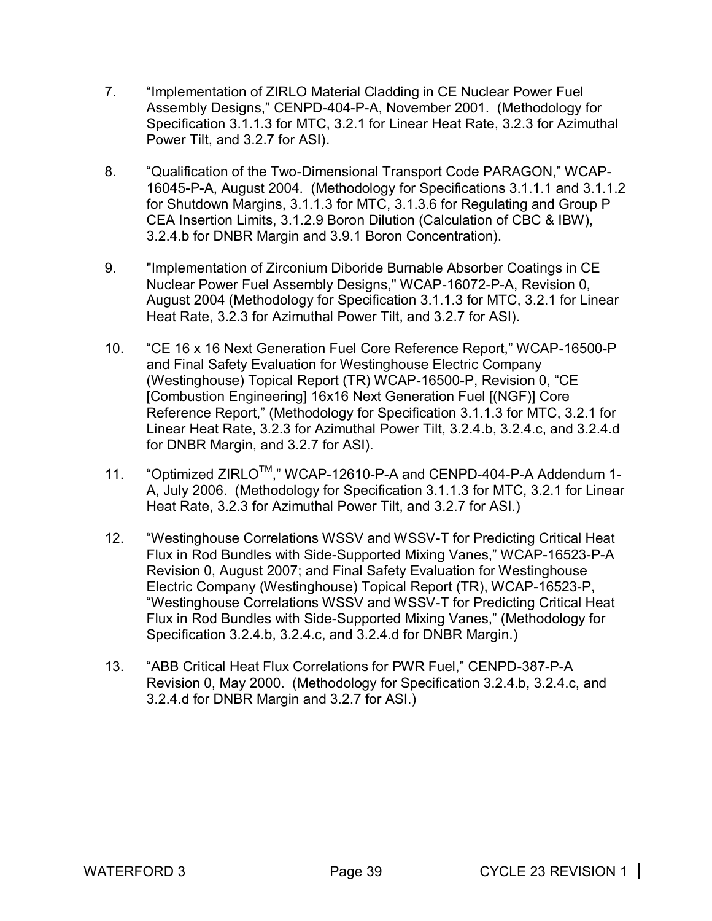7. "Implementation of ZIRLO Material Cladding in CE Nuclear Power Fuel Assembly Designs," CENPD-404-P-A, November 2001. (Methodology for Specification 3.1.1.3 for MTC, 3.2.1 for Linear Heat Rate, 3.2.3 for Azimuthal Power Tilt, and 3.2.7 for ASI).

8. "Qualification of the Two-Dimensional Transport Code PARAGON," WCAP-16045-P-A, August 2004. (Methodology for Specifications 3.1.1.1 and 3.1.1.2 for Shutdown Margins, 3.1.1.3 for MTC, 3.1.3.6 for Regulating and Group P CEA Insertion Limits, 3.1.2.9 Boron Dilution (Calculation of CBC & IBW), 3.2.4.b for DNBR Margin and 3.9.1 Boron Concentration).

9. "Implementation of Zirconium Diboride Burnable Absorber Coatings in CE Nuclear Power Fuel Assembly Designs," WCAP-16072-P-A, Revision 0, August 2004 (Methodology for Specification 3.1.1.3 for MTC, 3.2.1 for Linear Heat Rate, 3.2.3 for Azimuthal Power Tilt, and 3.2.7 for ASI).

10. "CE 16 x 16 Next Generation Fuel Core Reference Report," WCAP-16500-P and Final Safety Evaluation for Westinghouse Electric Company (Westinghouse) Topical Report (TR) WCAP-16500-P, Revision 0, "CE [Combustion Engineering] 16x16 Next Generation Fuel [(NGF)] Core Reference Report," (Methodology for Specification 3.1.1.3 for MTC, 3.2.1 for Linear Heat Rate, 3.2.3 for Azimuthal Power Tilt, 3.2.4.b, 3.2.4.c, and 3.2.4.d for DNBR Margin, and 3.2.7 for ASI).

11. "Optimized ZIRLO™," WCAP-12610-P-A and CENPD-404-P-A Addendum 1-A, July 2006. (Methodology for Specification 3.1.1.3 for MTC, 3.2.1 for Linear Heat Rate, 3.2.3 for Azimuthal Power Tilt, and 3.2.7 for ASI.)

12. "Westinghouse Correlations WSSV and WSSV-T for Predicting Critical Heat Flux in Rod Bundles with Side-Supported Mixing Vanes," WCAP-16523-P-A Revision 0, August 2007; and Final Safety Evaluation for Westinghouse Electric Company (Westinghouse) Topical Report (TR), WCAP-16523-P, "Westinghouse Correlations WSSV and WSSV-T for Predicting Critical Heat Flux in Rod Bundles with Side-Supported Mixing Vanes," (Methodology for Specification 3.2.4.b, 3.2.4.c, and 3.2.4.d for DNBR Margin.)

13. "ABB Critical Heat Flux Correlations for PWR Fuel," CENPD-387-P-A Revision 0, May 2000. (Methodology for Specification 3.2.4.b, 3.2.4.c, and 3.2.4.d for DNBR Margin and 3.2.7 for ASI.)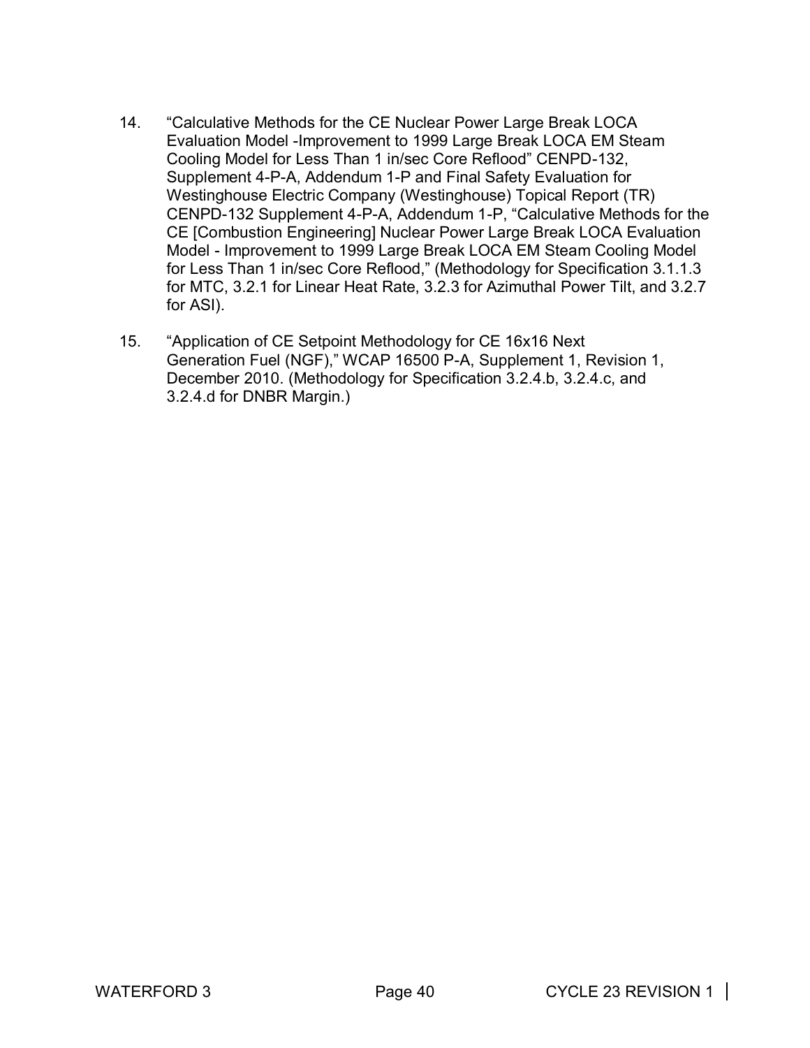14. “Calculative Methods for the CE Nuclear Power Large Break LOCA Evaluation Model -Improvement to 1999 Large Break LOCA EM Steam Cooling Model for Less Than 1 in/sec Core Reflood” CENPD-132, Supplement 4-P-A, Addendum 1-P and Final Safety Evaluation for Westinghouse Electric Company (Westinghouse) Topical Report (TR) CENPD-132 Supplement 4-P-A, Addendum 1-P, “Calculative Methods for the CE [Combustion Engineering] Nuclear Power Large Break LOCA Evaluation Model - Improvement to 1999 Large Break LOCA EM Steam Cooling Model for Less Than 1 in/sec Core Reflood,” (Methodology for Specification 3.1.1.3 for MTC, 3.2.1 for Linear Heat Rate, 3.2.3 for Azimuthal Power Tilt, and 3.2.7 for ASI).

15. “Application of CE Setpoint Methodology for CE 16x16 Next Generation Fuel (NGF),” WCAP 16500 P-A, Supplement 1, Revision 1, December 2010. (Methodology for Specification 3.2.4.b, 3.2.4.c, and 3.2.4.d for DNBR Margin.)